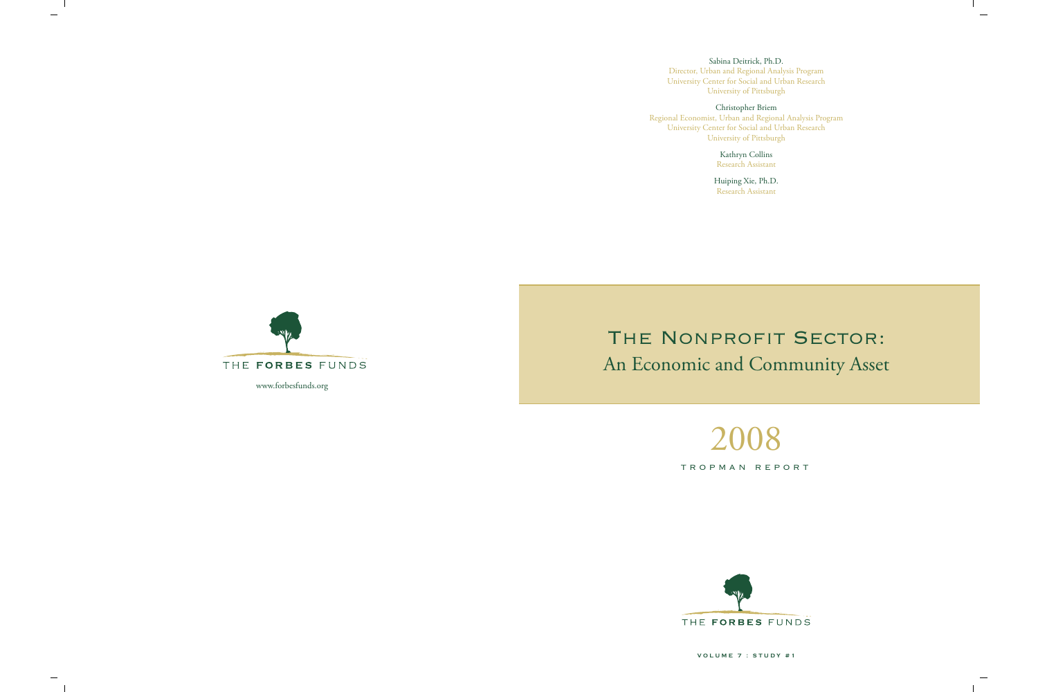Sabina Deitrick, Ph.D.
Director, Urban and Regional Analysis Program
University Center for Social and Urban Research
University of Pittsburgh

Christopher Briem
Regional Economist, Urban and Regional Analysis Program
University Center for Social and Urban Research
University of Pittsburgh

Kathryn Collins
Research Assistant

Huiping Xie, Ph.D.
Research Assistant

THE FORBES FUNDS

www.forbesfunds.org

# The Nonprofit Sector: An Economic and Community Asset

## 2008

TROPMAN REPORT

THE FORBES FUNDS

VOLUME 7 : STUDY #1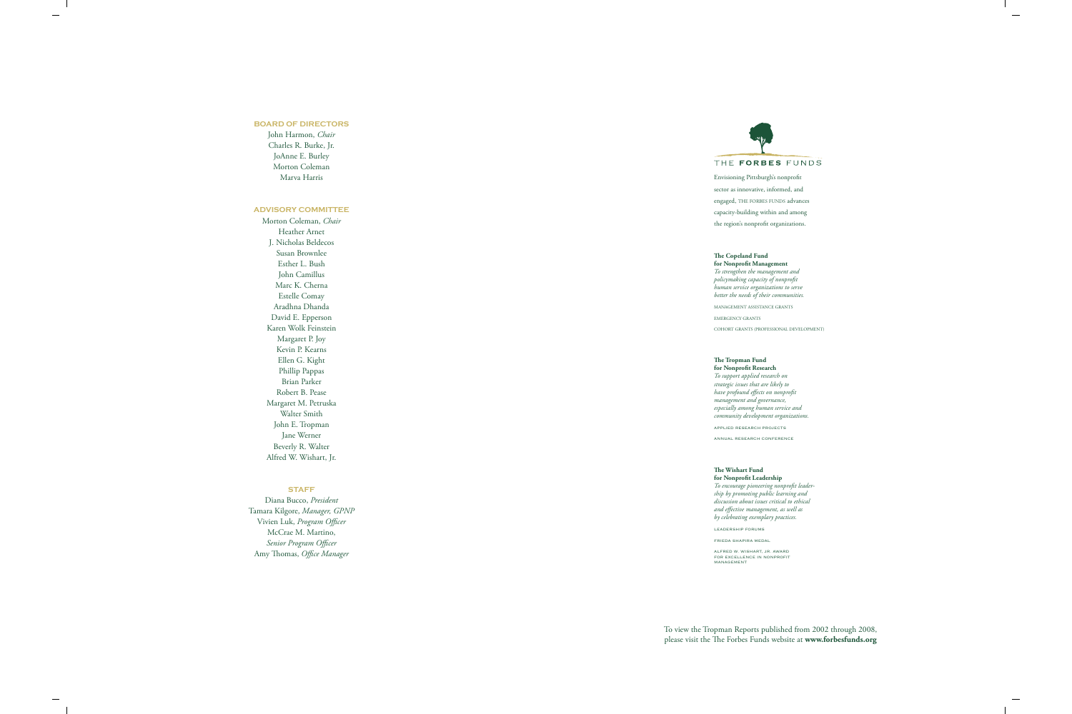## BOARD OF DIRECTORS

John Harmon, *Chair*
Charles R. Burke, Jr.
JoAnne E. Burley
Morton Coleman
Marva Harris

## ADVISORY COMMITTEE

Morton Coleman, *Chair*
Heather Arnet
J. Nicholas Beldecos
Susan Brownlee
Esther L. Bush
John Camillus
Marc K. Cherna
Estelle Comay
Aradhna Dhanda
David E. Epperson
Karen Wolk Feinstein
Margaret P. Joy
Kevin P. Kearns
Ellen G. Kight
Phillip Pappas
Brian Parker
Robert B. Pease
Margaret M. Petruska
Walter Smith
John E. Tropman
Jane Werner
Beverly R. Walter
Alfred W. Wishart, Jr.

## STAFF

Diana Bucco, *President*
Tamara Kilgore, *Manager, GPNP*
Vivien Luk, *Program Officer*
McCrae M. Martino, *Senior Program Officer*
Amy Thomas, *Office Manager*

# THE FORBES FUNDS

Envisioning Pittsburgh's nonprofit sector as innovative, informed, and engaged, THE FORBES FUNDS advances capacity-building within and among the region's nonprofit organizations.

**The Copeland Fund for Nonprofit Management**
*To strengthen the management and policymaking capacity of nonprofit human service organizations to serve better the needs of their communities.*

MANAGEMENT ASSISTANCE GRANTS

EMERGENCY GRANTS

COHORT GRANTS (PROFESSIONAL DEVELOPMENT)

**The Tropman Fund for Nonprofit Research**
*To support applied research on strategic issues that are likely to have profound effects on nonprofit management and governance, especially among human service and community development organizations.*

APPLIED RESEARCH PROJECTS

ANNUAL RESEARCH CONFERENCE

**The Wishart Fund for Nonprofit Leadership**
*To encourage pioneering nonprofit leadership by promoting public learning and discussion about issues critical to ethical and effective management, as well as by celebrating exemplary practices.*

LEADERSHIP FORUMS

FRIEDA SHAPIRA MEDAL

ALFRED W. WISHART, JR. AWARD FOR EXCELLENCE IN NONPROFIT MANAGEMENT

To view the Tropman Reports published from 2002 through 2008, please visit the The Forbes Funds website at **www.forbesfunds.org**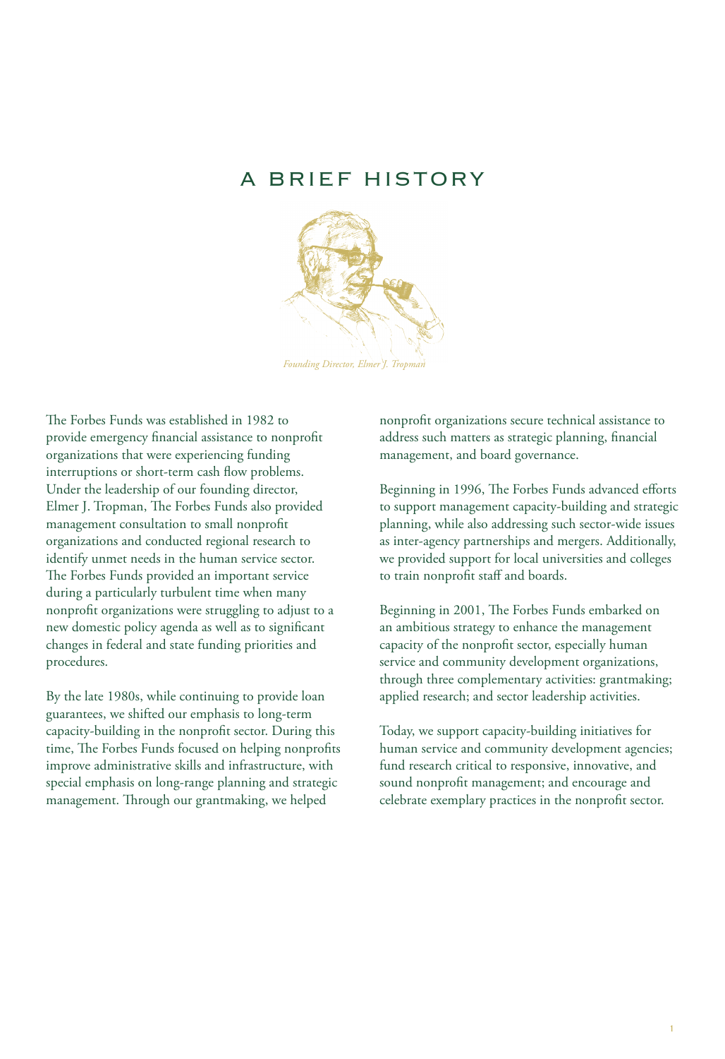# A BRIEF HISTORY

*Founding Director, Elmer J. Tropman*

The Forbes Funds was established in 1982 to provide emergency financial assistance to nonprofit organizations that were experiencing funding interruptions or short-term cash flow problems. Under the leadership of our founding director, Elmer J. Tropman, The Forbes Funds also provided management consultation to small nonprofit organizations and conducted regional research to identify unmet needs in the human service sector. The Forbes Funds provided an important service during a particularly turbulent time when many nonprofit organizations were struggling to adjust to a new domestic policy agenda as well as to significant changes in federal and state funding priorities and procedures.

By the late 1980s, while continuing to provide loan guarantees, we shifted our emphasis to long-term capacity-building in the nonprofit sector. During this time, The Forbes Funds focused on helping nonprofits improve administrative skills and infrastructure, with special emphasis on long-range planning and strategic management. Through our grantmaking, we helped nonprofit organizations secure technical assistance to address such matters as strategic planning, financial management, and board governance.

Beginning in 1996, The Forbes Funds advanced efforts to support management capacity-building and strategic planning, while also addressing such sector-wide issues as inter-agency partnerships and mergers. Additionally, we provided support for local universities and colleges to train nonprofit staff and boards.

Beginning in 2001, The Forbes Funds embarked on an ambitious strategy to enhance the management capacity of the nonprofit sector, especially human service and community development organizations, through three complementary activities: grantmaking; applied research; and sector leadership activities.

Today, we support capacity-building initiatives for human service and community development agencies; fund research critical to responsive, innovative, and sound nonprofit management; and encourage and celebrate exemplary practices in the nonprofit sector.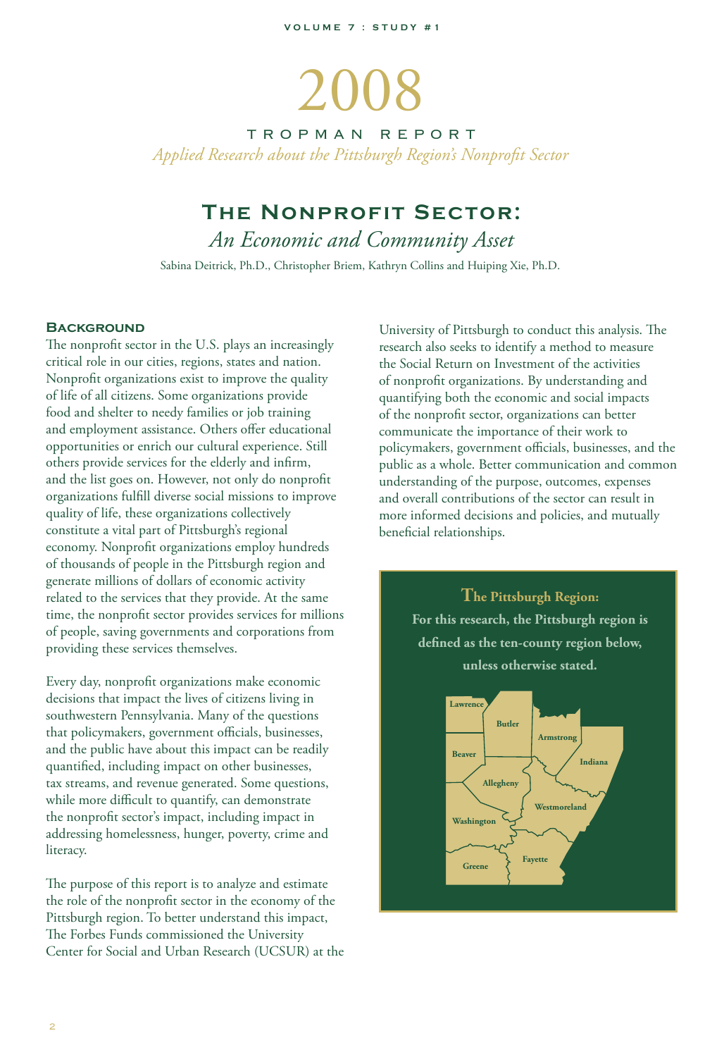VOLUME 7 : STUDY #1

# 2008

TROPMAN REPORT

*Applied Research about the Pittsburgh Region's Nonprofit Sector*

## The Nonprofit Sector:

*An Economic and Community Asset*

Sabina Deitrick, Ph.D., Christopher Briem, Kathryn Collins and Huiping Xie, Ph.D.

### Background

The nonprofit sector in the U.S. plays an increasingly critical role in our cities, regions, states and nation. Nonprofit organizations exist to improve the quality of life of all citizens. Some organizations provide food and shelter to needy families or job training and employment assistance. Others offer educational opportunities or enrich our cultural experience. Still others provide services for the elderly and infirm, and the list goes on. However, not only do nonprofit organizations fulfill diverse social missions to improve quality of life, these organizations collectively constitute a vital part of Pittsburgh's regional economy. Nonprofit organizations employ hundreds of thousands of people in the Pittsburgh region and generate millions of dollars of economic activity related to the services that they provide. At the same time, the nonprofit sector provides services for millions of people, saving governments and corporations from providing these services themselves.

Every day, nonprofit organizations make economic decisions that impact the lives of citizens living in southwestern Pennsylvania. Many of the questions that policymakers, government officials, businesses, and the public have about this impact can be readily quantified, including impact on other businesses, tax streams, and revenue generated. Some questions, while more difficult to quantify, can demonstrate the nonprofit sector's impact, including impact in addressing homelessness, hunger, poverty, crime and literacy.

The purpose of this report is to analyze and estimate the role of the nonprofit sector in the economy of the Pittsburgh region. To better understand this impact, The Forbes Funds commissioned the University Center for Social and Urban Research (UCSUR) at the University of Pittsburgh to conduct this analysis. The research also seeks to identify a method to measure the Social Return on Investment of the activities of nonprofit organizations. By understanding and quantifying both the economic and social impacts of the nonprofit sector, organizations can better communicate the importance of their work to policymakers, government officials, businesses, and the public as a whole. Better communication and common understanding of the purpose, outcomes, expenses and overall contributions of the sector can result in more informed decisions and policies, and mutually beneficial relationships.

**The Pittsburgh Region:**
**For this research, the Pittsburgh region is defined as the ten-county region below, unless otherwise stated.**

Lawrence, Butler, Armstrong, Indiana, Beaver, Allegheny, Westmoreland, Washington, Greene, Fayette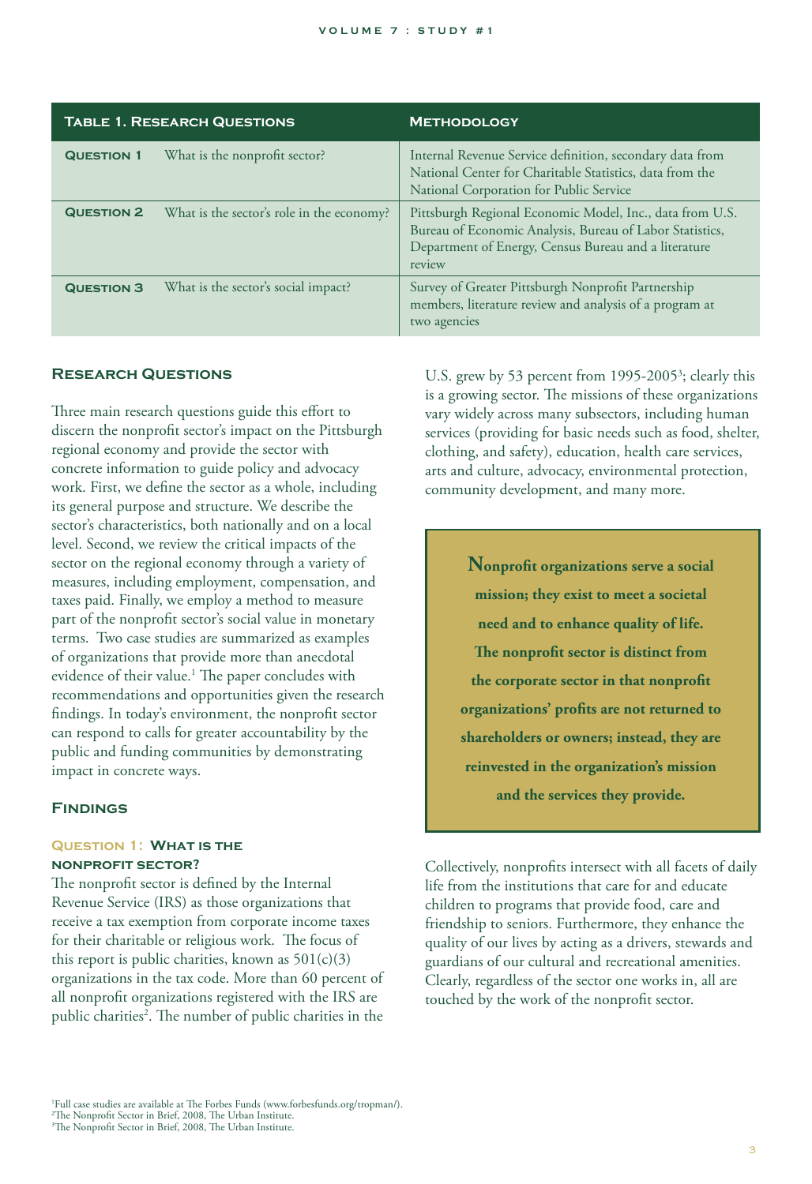| Table 1. Research Questions | | Methodology |
|---|---|---|
| **Question 1** | What is the nonprofit sector? | Internal Revenue Service definition, secondary data from National Center for Charitable Statistics, data from the National Corporation for Public Service |
| **Question 2** | What is the sector's role in the economy? | Pittsburgh Regional Economic Model, Inc., data from U.S. Bureau of Economic Analysis, Bureau of Labor Statistics, Department of Energy, Census Bureau and a literature review |
| **Question 3** | What is the sector's social impact? | Survey of Greater Pittsburgh Nonprofit Partnership members, literature review and analysis of a program at two agencies |

## Research Questions

Three main research questions guide this effort to discern the nonprofit sector's impact on the Pittsburgh regional economy and provide the sector with concrete information to guide policy and advocacy work. First, we define the sector as a whole, including its general purpose and structure. We describe the sector's characteristics, both nationally and on a local level. Second, we review the critical impacts of the sector on the regional economy through a variety of measures, including employment, compensation, and taxes paid. Finally, we employ a method to measure part of the nonprofit sector's social value in monetary terms. Two case studies are summarized as examples of organizations that provide more than anecdotal evidence of their value.[1] The paper concludes with recommendations and opportunities given the research findings. In today's environment, the nonprofit sector can respond to calls for greater accountability by the public and funding communities by demonstrating impact in concrete ways.

## Findings

### Question 1: What is the nonprofit sector?

The nonprofit sector is defined by the Internal Revenue Service (IRS) as those organizations that receive a tax exemption from corporate income taxes for their charitable or religious work. The focus of this report is public charities, known as 501(c)(3) organizations in the tax code. More than 60 percent of all nonprofit organizations registered with the IRS are public charities[2]. The number of public charities in the U.S. grew by 53 percent from 1995-2005[3]; clearly this is a growing sector. The missions of these organizations vary widely across many subsectors, including human services (providing for basic needs such as food, shelter, clothing, and safety), education, health care services, arts and culture, advocacy, environmental protection, community development, and many more.

> **Nonprofit organizations serve a social mission; they exist to meet a societal need and to enhance quality of life. The nonprofit sector is distinct from the corporate sector in that nonprofit organizations' profits are not returned to shareholders or owners; instead, they are reinvested in the organization's mission and the services they provide.**

Collectively, nonprofits intersect with all facets of daily life from the institutions that care for and educate children to programs that provide food, care and friendship to seniors. Furthermore, they enhance the quality of our lives by acting as a drivers, stewards and guardians of our cultural and recreational amenities. Clearly, regardless of the sector one works in, all are touched by the work of the nonprofit sector.

[1] Full case studies are available at The Forbes Funds (www.forbesfunds.org/tropman/).
[2] The Nonprofit Sector in Brief, 2008, The Urban Institute.
[3] The Nonprofit Sector in Brief, 2008, The Urban Institute.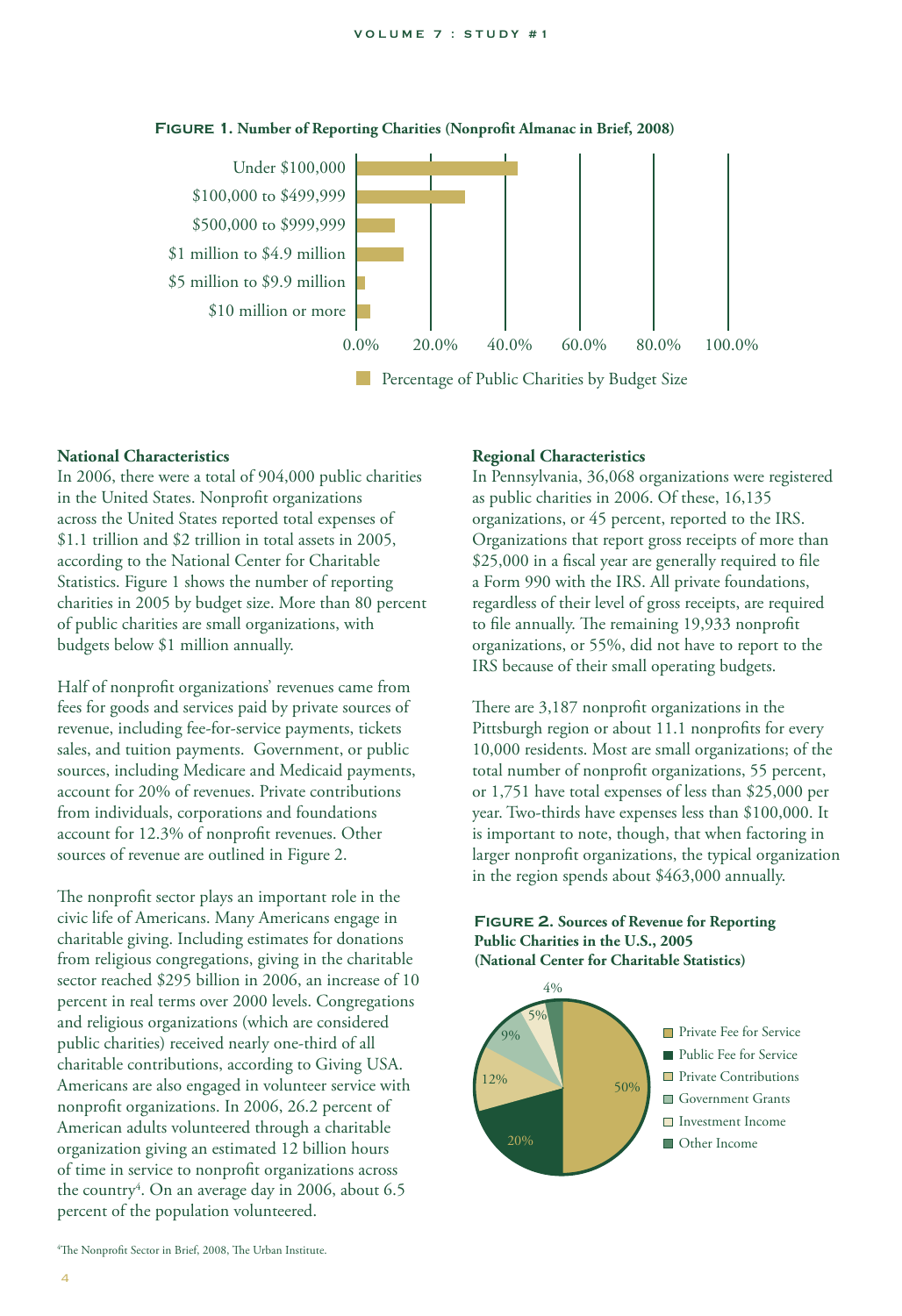**Figure 1. Number of Reporting Charities (Nonprofit Almanac in Brief, 2008)**

## National Characteristics

In 2006, there were a total of 904,000 public charities in the United States. Nonprofit organizations across the United States reported total expenses of $1.1 trillion and $2 trillion in total assets in 2005, according to the National Center for Charitable Statistics. Figure 1 shows the number of reporting charities in 2005 by budget size. More than 80 percent of public charities are small organizations, with budgets below $1 million annually.

Half of nonprofit organizations' revenues came from fees for goods and services paid by private sources of revenue, including fee-for-service payments, tickets sales, and tuition payments. Government, or public sources, including Medicare and Medicaid payments, account for 20% of revenues. Private contributions from individuals, corporations and foundations account for 12.3% of nonprofit revenues. Other sources of revenue are outlined in Figure 2.

The nonprofit sector plays an important role in the civic life of Americans. Many Americans engage in charitable giving. Including estimates for donations from religious congregations, giving in the charitable sector reached $295 billion in 2006, an increase of 10 percent in real terms over 2000 levels. Congregations and religious organizations (which are considered public charities) received nearly one-third of all charitable contributions, according to Giving USA. Americans are also engaged in volunteer service with nonprofit organizations. In 2006, 26.2 percent of American adults volunteered through a charitable organization giving an estimated 12 billion hours of time in service to nonprofit organizations across the country[4]. On an average day in 2006, about 6.5 percent of the population volunteered.

## Regional Characteristics

In Pennsylvania, 36,068 organizations were registered as public charities in 2006. Of these, 16,135 organizations, or 45 percent, reported to the IRS. Organizations that report gross receipts of more than $25,000 in a fiscal year are generally required to file a Form 990 with the IRS. All private foundations, regardless of their level of gross receipts, are required to file annually. The remaining 19,933 nonprofit organizations, or 55%, did not have to report to the IRS because of their small operating budgets.

There are 3,187 nonprofit organizations in the Pittsburgh region or about 11.1 nonprofits for every 10,000 residents. Most are small organizations; of the total number of nonprofit organizations, 55 percent, or 1,751 have total expenses of less than $25,000 per year. Two-thirds have expenses less than $100,000. It is important to note, though, that when factoring in larger nonprofit organizations, the typical organization in the region spends about $463,000 annually.

**Figure 2. Sources of Revenue for Reporting Public Charities in the U.S., 2005 (National Center for Charitable Statistics)**

[4]The Nonprofit Sector in Brief, 2008, The Urban Institute.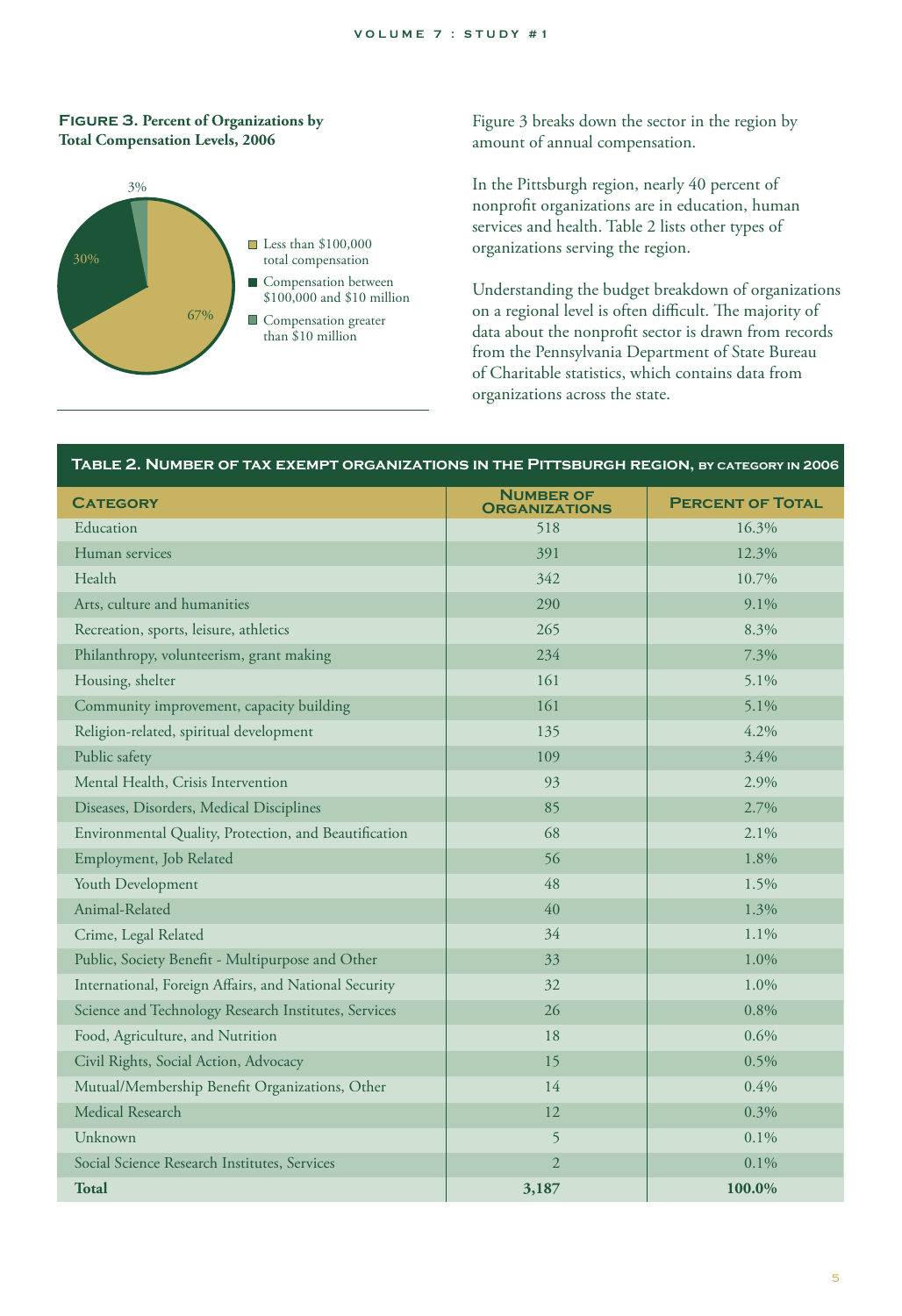**Figure 3. Percent of Organizations by Total Compensation Levels, 2006**

- Less than $100,000 total compensation: 67%
- Compensation between $100,000 and $10 million: 30%
- Compensation greater than $10 million: 3%

Figure 3 breaks down the sector in the region by amount of annual compensation.

In the Pittsburgh region, nearly 40 percent of nonprofit organizations are in education, human services and health. Table 2 lists other types of organizations serving the region.

Understanding the budget breakdown of organizations on a regional level is often difficult. The majority of data about the nonprofit sector is drawn from records from the Pennsylvania Department of State Bureau of Charitable statistics, which contains data from organizations across the state.

**Table 2. Number of tax exempt organizations in the Pittsburgh region, by category in 2006**

| Category | Number of Organizations | Percent of Total |
|---|---|---|
| Education | 518 | 16.3% |
| Human services | 391 | 12.3% |
| Health | 342 | 10.7% |
| Arts, culture and humanities | 290 | 9.1% |
| Recreation, sports, leisure, athletics | 265 | 8.3% |
| Philanthropy, volunteerism, grant making | 234 | 7.3% |
| Housing, shelter | 161 | 5.1% |
| Community improvement, capacity building | 161 | 5.1% |
| Religion-related, spiritual development | 135 | 4.2% |
| Public safety | 109 | 3.4% |
| Mental Health, Crisis Intervention | 93 | 2.9% |
| Diseases, Disorders, Medical Disciplines | 85 | 2.7% |
| Environmental Quality, Protection, and Beautification | 68 | 2.1% |
| Employment, Job Related | 56 | 1.8% |
| Youth Development | 48 | 1.5% |
| Animal-Related | 40 | 1.3% |
| Crime, Legal Related | 34 | 1.1% |
| Public, Society Benefit - Multipurpose and Other | 33 | 1.0% |
| International, Foreign Affairs, and National Security | 32 | 1.0% |
| Science and Technology Research Institutes, Services | 26 | 0.8% |
| Food, Agriculture, and Nutrition | 18 | 0.6% |
| Civil Rights, Social Action, Advocacy | 15 | 0.5% |
| Mutual/Membership Benefit Organizations, Other | 14 | 0.4% |
| Medical Research | 12 | 0.3% |
| Unknown | 5 | 0.1% |
| Social Science Research Institutes, Services | 2 | 0.1% |
| **Total** | **3,187** | **100.0%** |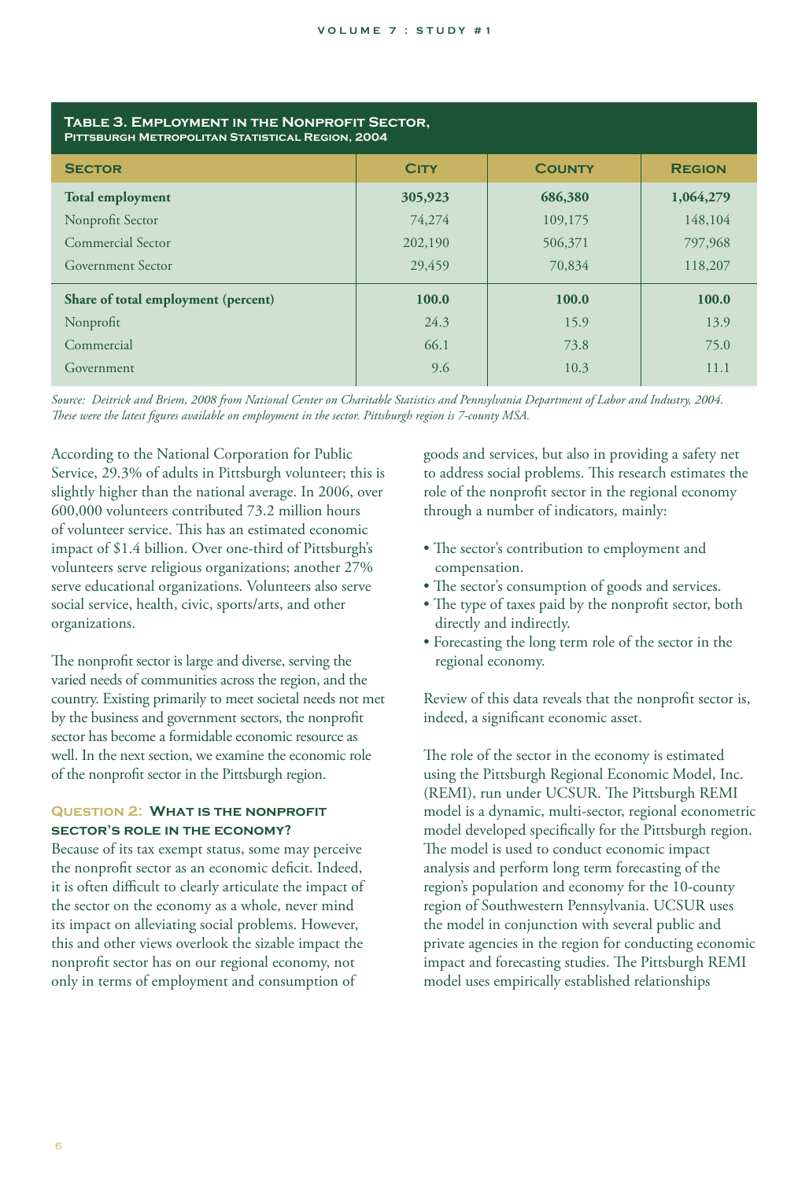**Table 3. Employment in the Nonprofit Sector, Pittsburgh Metropolitan Statistical Region, 2004**

| Sector | City | County | Region |
|---|---|---|---|
| **Total employment** | **305,923** | **686,380** | **1,064,279** |
| Nonprofit Sector | 74,274 | 109,175 | 148,104 |
| Commercial Sector | 202,190 | 506,371 | 797,968 |
| Government Sector | 29,459 | 70,834 | 118,207 |
| **Share of total employment (percent)** | **100.0** | **100.0** | **100.0** |
| Nonprofit | 24.3 | 15.9 | 13.9 |
| Commercial | 66.1 | 73.8 | 75.0 |
| Government | 9.6 | 10.3 | 11.1 |

*Source: Deitrick and Briem, 2008 from National Center on Charitable Statistics and Pennsylvania Department of Labor and Industry, 2004. These were the latest figures available on employment in the sector. Pittsburgh region is 7-county MSA.*

According to the National Corporation for Public Service, 29.3% of adults in Pittsburgh volunteer; this is slightly higher than the national average. In 2006, over 600,000 volunteers contributed 73.2 million hours of volunteer service. This has an estimated economic impact of $1.4 billion. Over one-third of Pittsburgh's volunteers serve religious organizations; another 27% serve educational organizations. Volunteers also serve social service, health, civic, sports/arts, and other organizations.

The nonprofit sector is large and diverse, serving the varied needs of communities across the region, and the country. Existing primarily to meet societal needs not met by the business and government sectors, the nonprofit sector has become a formidable economic resource as well. In the next section, we examine the economic role of the nonprofit sector in the Pittsburgh region.

### Question 2: What is the nonprofit sector's role in the economy?

Because of its tax exempt status, some may perceive the nonprofit sector as an economic deficit. Indeed, it is often difficult to clearly articulate the impact of the sector on the economy as a whole, never mind its impact on alleviating social problems. However, this and other views overlook the sizable impact the nonprofit sector has on our regional economy, not only in terms of employment and consumption of goods and services, but also in providing a safety net to address social problems. This research estimates the role of the nonprofit sector in the regional economy through a number of indicators, mainly:

- The sector's contribution to employment and compensation.
- The sector's consumption of goods and services.
- The type of taxes paid by the nonprofit sector, both directly and indirectly.
- Forecasting the long term role of the sector in the regional economy.

Review of this data reveals that the nonprofit sector is, indeed, a significant economic asset.

The role of the sector in the economy is estimated using the Pittsburgh Regional Economic Model, Inc. (REMI), run under UCSUR. The Pittsburgh REMI model is a dynamic, multi-sector, regional econometric model developed specifically for the Pittsburgh region. The model is used to conduct economic impact analysis and perform long term forecasting of the region's population and economy for the 10-county region of Southwestern Pennsylvania. UCSUR uses the model in conjunction with several public and private agencies in the region for conducting economic impact and forecasting studies. The Pittsburgh REMI model uses empirically established relationships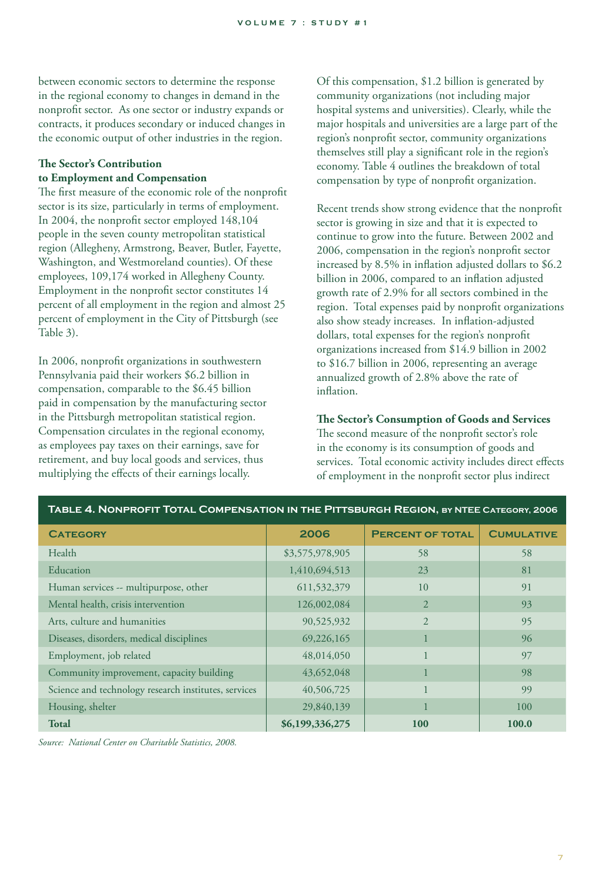between economic sectors to determine the response in the regional economy to changes in demand in the nonprofit sector. As one sector or industry expands or contracts, it produces secondary or induced changes in the economic output of other industries in the region.

**The Sector's Contribution to Employment and Compensation**

The first measure of the economic role of the nonprofit sector is its size, particularly in terms of employment. In 2004, the nonprofit sector employed 148,104 people in the seven county metropolitan statistical region (Allegheny, Armstrong, Beaver, Butler, Fayette, Washington, and Westmoreland counties). Of these employees, 109,174 worked in Allegheny County. Employment in the nonprofit sector constitutes 14 percent of all employment in the region and almost 25 percent of employment in the City of Pittsburgh (see Table 3).

In 2006, nonprofit organizations in southwestern Pennsylvania paid their workers $6.2 billion in compensation, comparable to the $6.45 billion paid in compensation by the manufacturing sector in the Pittsburgh metropolitan statistical region. Compensation circulates in the regional economy, as employees pay taxes on their earnings, save for retirement, and buy local goods and services, thus multiplying the effects of their earnings locally.

Of this compensation, $1.2 billion is generated by community organizations (not including major hospital systems and universities). Clearly, while the major hospitals and universities are a large part of the region's nonprofit sector, community organizations themselves still play a significant role in the region's economy. Table 4 outlines the breakdown of total compensation by type of nonprofit organization.

Recent trends show strong evidence that the nonprofit sector is growing in size and that it is expected to continue to grow into the future. Between 2002 and 2006, compensation in the region's nonprofit sector increased by 8.5% in inflation adjusted dollars to $6.2 billion in 2006, compared to an inflation adjusted growth rate of 2.9% for all sectors combined in the region. Total expenses paid by nonprofit organizations also show steady increases. In inflation-adjusted dollars, total expenses for the region's nonprofit organizations increased from $14.9 billion in 2002 to $16.7 billion in 2006, representing an average annualized growth of 2.8% above the rate of inflation.

**The Sector's Consumption of Goods and Services**

The second measure of the nonprofit sector's role in the economy is its consumption of goods and services. Total economic activity includes direct effects of employment in the nonprofit sector plus indirect

**Table 4. Nonprofit Total Compensation in the Pittsburgh Region, by NTEE Category, 2006**

| Category | 2006 | Percent of Total | Cumulative |
|---|---|---|---|
| Health | $3,575,978,905 | 58 | 58 |
| Education | 1,410,694,513 | 23 | 81 |
| Human services -- multipurpose, other | 611,532,379 | 10 | 91 |
| Mental health, crisis intervention | 126,002,084 | 2 | 93 |
| Arts, culture and humanities | 90,525,932 | 2 | 95 |
| Diseases, disorders, medical disciplines | 69,226,165 | 1 | 96 |
| Employment, job related | 48,014,050 | 1 | 97 |
| Community improvement, capacity building | 43,652,048 | 1 | 98 |
| Science and technology research institutes, services | 40,506,725 | 1 | 99 |
| Housing, shelter | 29,840,139 | 1 | 100 |
| **Total** | **$6,199,336,275** | **100** | **100.0** |

*Source: National Center on Charitable Statistics, 2008.*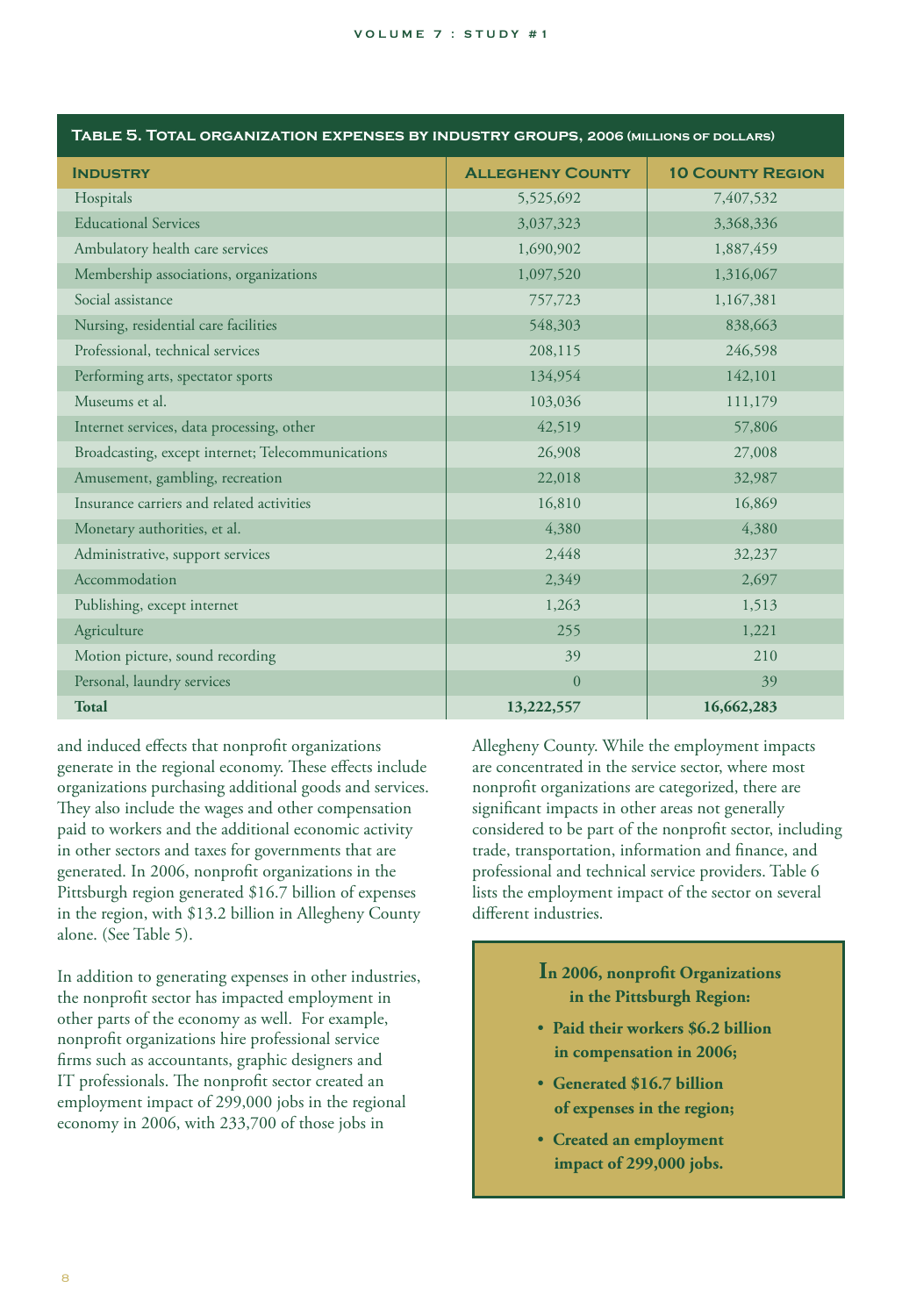**Table 5. Total organization expenses by industry groups, 2006 (millions of dollars)**

| Industry | Allegheny County | 10 County Region |
|---|---|---|
| Hospitals | 5,525,692 | 7,407,532 |
| Educational Services | 3,037,323 | 3,368,336 |
| Ambulatory health care services | 1,690,902 | 1,887,459 |
| Membership associations, organizations | 1,097,520 | 1,316,067 |
| Social assistance | 757,723 | 1,167,381 |
| Nursing, residential care facilities | 548,303 | 838,663 |
| Professional, technical services | 208,115 | 246,598 |
| Performing arts, spectator sports | 134,954 | 142,101 |
| Museums et al. | 103,036 | 111,179 |
| Internet services, data processing, other | 42,519 | 57,806 |
| Broadcasting, except internet; Telecommunications | 26,908 | 27,008 |
| Amusement, gambling, recreation | 22,018 | 32,987 |
| Insurance carriers and related activities | 16,810 | 16,869 |
| Monetary authorities, et al. | 4,380 | 4,380 |
| Administrative, support services | 2,448 | 32,237 |
| Accommodation | 2,349 | 2,697 |
| Publishing, except internet | 1,263 | 1,513 |
| Agriculture | 255 | 1,221 |
| Motion picture, sound recording | 39 | 210 |
| Personal, laundry services | 0 | 39 |
| **Total** | **13,222,557** | **16,662,283** |

and induced effects that nonprofit organizations generate in the regional economy. These effects include organizations purchasing additional goods and services. They also include the wages and other compensation paid to workers and the additional economic activity in other sectors and taxes for governments that are generated. In 2006, nonprofit organizations in the Pittsburgh region generated $16.7 billion of expenses in the region, with $13.2 billion in Allegheny County alone. (See Table 5).

In addition to generating expenses in other industries, the nonprofit sector has impacted employment in other parts of the economy as well. For example, nonprofit organizations hire professional service firms such as accountants, graphic designers and IT professionals. The nonprofit sector created an employment impact of 299,000 jobs in the regional economy in 2006, with 233,700 of those jobs in Allegheny County. While the employment impacts are concentrated in the service sector, where most nonprofit organizations are categorized, there are significant impacts in other areas not generally considered to be part of the nonprofit sector, including trade, transportation, information and finance, and professional and technical service providers. Table 6 lists the employment impact of the sector on several different industries.

**In 2006, nonprofit Organizations in the Pittsburgh Region:**

- **Paid their workers $6.2 billion in compensation in 2006;**
- **Generated $16.7 billion of expenses in the region;**
- **Created an employment impact of 299,000 jobs.**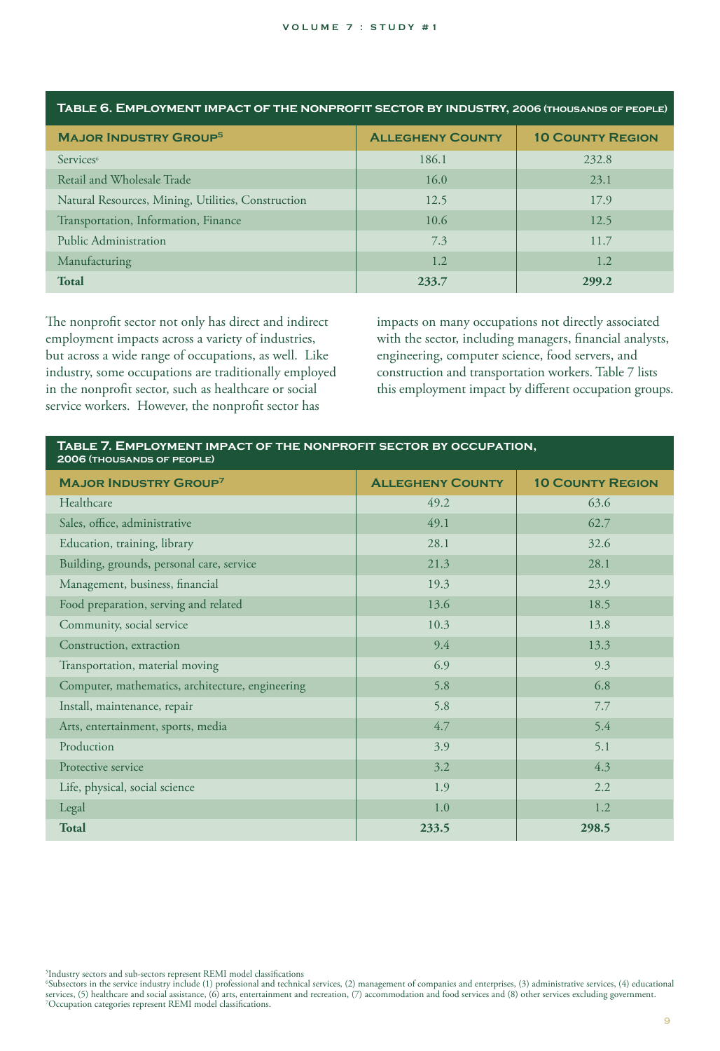**Table 6. Employment impact of the nonprofit sector by industry, 2006 (thousands of people)**

| Major Industry Group[5] | Allegheny County | 10 County Region |
|---|---|---|
| Services[6] | 186.1 | 232.8 |
| Retail and Wholesale Trade | 16.0 | 23.1 |
| Natural Resources, Mining, Utilities, Construction | 12.5 | 17.9 |
| Transportation, Information, Finance | 10.6 | 12.5 |
| Public Administration | 7.3 | 11.7 |
| Manufacturing | 1.2 | 1.2 |
| **Total** | **233.7** | **299.2** |

The nonprofit sector not only has direct and indirect employment impacts across a variety of industries, but across a wide range of occupations, as well. Like industry, some occupations are traditionally employed in the nonprofit sector, such as healthcare or social service workers. However, the nonprofit sector has impacts on many occupations not directly associated with the sector, including managers, financial analysts, engineering, computer science, food servers, and construction and transportation workers. Table 7 lists this employment impact by different occupation groups.

**Table 7. Employment impact of the nonprofit sector by occupation, 2006 (thousands of people)**

| Major Industry Group[7] | Allegheny County | 10 County Region |
|---|---|---|
| Healthcare | 49.2 | 63.6 |
| Sales, office, administrative | 49.1 | 62.7 |
| Education, training, library | 28.1 | 32.6 |
| Building, grounds, personal care, service | 21.3 | 28.1 |
| Management, business, financial | 19.3 | 23.9 |
| Food preparation, serving and related | 13.6 | 18.5 |
| Community, social service | 10.3 | 13.8 |
| Construction, extraction | 9.4 | 13.3 |
| Transportation, material moving | 6.9 | 9.3 |
| Computer, mathematics, architecture, engineering | 5.8 | 6.8 |
| Install, maintenance, repair | 5.8 | 7.7 |
| Arts, entertainment, sports, media | 4.7 | 5.4 |
| Production | 3.9 | 5.1 |
| Protective service | 3.2 | 4.3 |
| Life, physical, social science | 1.9 | 2.2 |
| Legal | 1.0 | 1.2 |
| **Total** | **233.5** | **298.5** |

[5] Industry sectors and sub-sectors represent REMI model classifications

[6] Subsectors in the service industry include (1) professional and technical services, (2) management of companies and enterprises, (3) administrative services, (4) educational services, (5) healthcare and social assistance, (6) arts, entertainment and recreation, (7) accommodation and food services and (8) other services excluding government.

[7] Occupation categories represent REMI model classifications.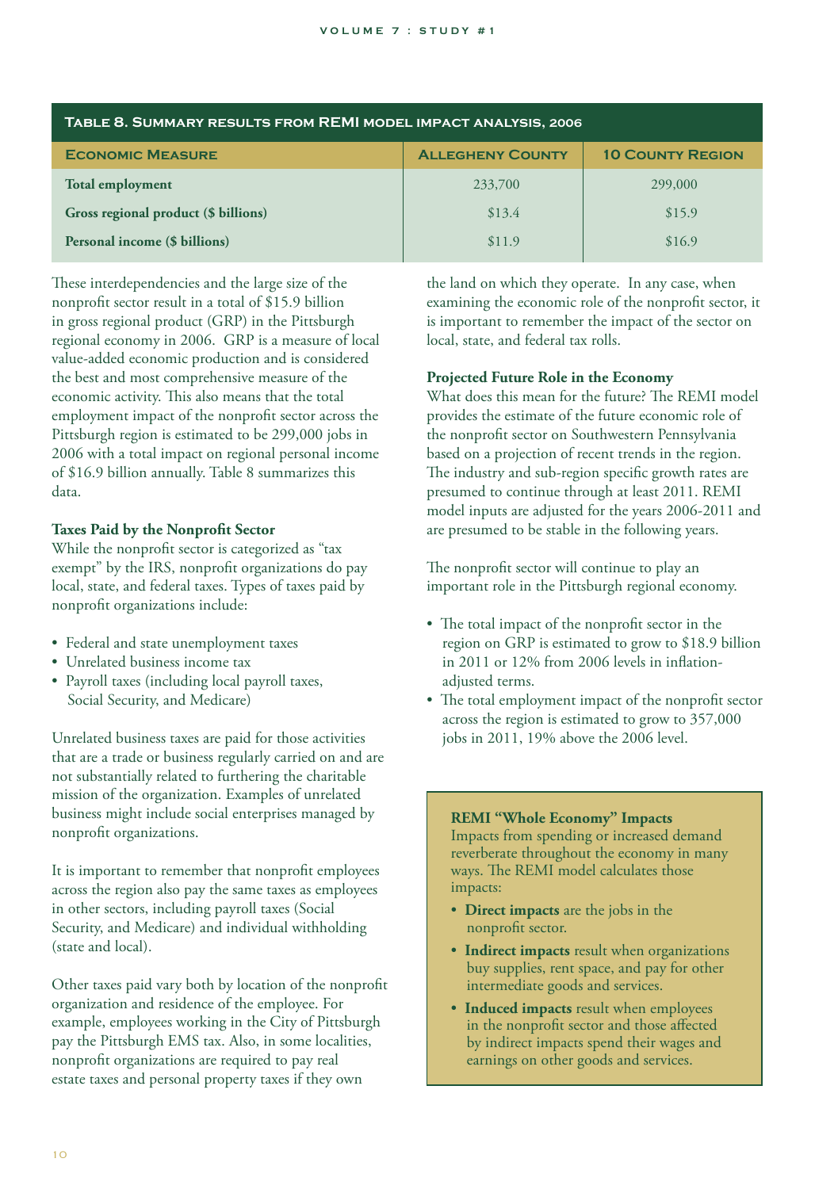**Table 8. Summary results from REMI model impact analysis, 2006**

| Economic Measure | Allegheny County | 10 County Region |
|---|---|---|
| Total employment | 233,700 | 299,000 |
| Gross regional product ($ billions) | $13.4 | $15.9 |
| Personal income ($ billions) | $11.9 | $16.9 |

These interdependencies and the large size of the nonprofit sector result in a total of $15.9 billion in gross regional product (GRP) in the Pittsburgh regional economy in 2006. GRP is a measure of local value-added economic production and is considered the best and most comprehensive measure of the economic activity. This also means that the total employment impact of the nonprofit sector across the Pittsburgh region is estimated to be 299,000 jobs in 2006 with a total impact on regional personal income of $16.9 billion annually. Table 8 summarizes this data.

### Taxes Paid by the Nonprofit Sector

While the nonprofit sector is categorized as "tax exempt" by the IRS, nonprofit organizations do pay local, state, and federal taxes. Types of taxes paid by nonprofit organizations include:

- Federal and state unemployment taxes
- Unrelated business income tax
- Payroll taxes (including local payroll taxes, Social Security, and Medicare)

Unrelated business taxes are paid for those activities that are a trade or business regularly carried on and are not substantially related to furthering the charitable mission of the organization. Examples of unrelated business might include social enterprises managed by nonprofit organizations.

It is important to remember that nonprofit employees across the region also pay the same taxes as employees in other sectors, including payroll taxes (Social Security, and Medicare) and individual withholding (state and local).

Other taxes paid vary both by location of the nonprofit organization and residence of the employee. For example, employees working in the City of Pittsburgh pay the Pittsburgh EMS tax. Also, in some localities, nonprofit organizations are required to pay real estate taxes and personal property taxes if they own the land on which they operate. In any case, when examining the economic role of the nonprofit sector, it is important to remember the impact of the sector on local, state, and federal tax rolls.

### Projected Future Role in the Economy

What does this mean for the future? The REMI model provides the estimate of the future economic role of the nonprofit sector on Southwestern Pennsylvania based on a projection of recent trends in the region. The industry and sub-region specific growth rates are presumed to continue through at least 2011. REMI model inputs are adjusted for the years 2006-2011 and are presumed to be stable in the following years.

The nonprofit sector will continue to play an important role in the Pittsburgh regional economy.

- The total impact of the nonprofit sector in the region on GRP is estimated to grow to $18.9 billion in 2011 or 12% from 2006 levels in inflation-adjusted terms.
- The total employment impact of the nonprofit sector across the region is estimated to grow to 357,000 jobs in 2011, 19% above the 2006 level.

**REMI "Whole Economy" Impacts**

Impacts from spending or increased demand reverberate throughout the economy in many ways. The REMI model calculates those impacts:

- **Direct impacts** are the jobs in the nonprofit sector.
- **Indirect impacts** result when organizations buy supplies, rent space, and pay for other intermediate goods and services.
- **Induced impacts** result when employees in the nonprofit sector and those affected by indirect impacts spend their wages and earnings on other goods and services.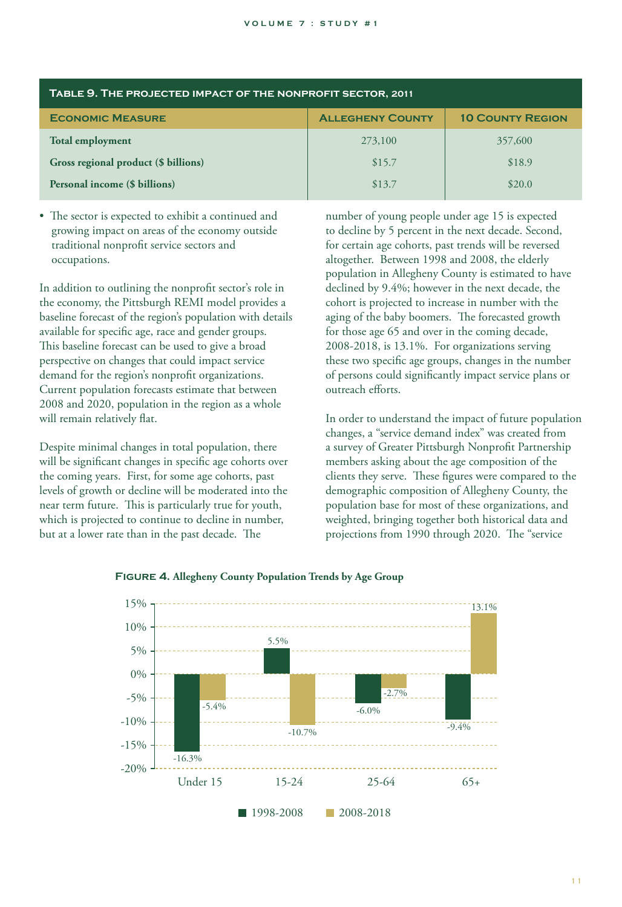**Table 9. The projected impact of the nonprofit sector, 2011**

| Economic Measure | Allegheny County | 10 County Region |
|---|---|---|
| **Total employment** | 273,100 | 357,600 |
| **Gross regional product ($ billions)** | $15.7 | $18.9 |
| **Personal income ($ billions)** | $13.7 | $20.0 |

- The sector is expected to exhibit a continued and growing impact on areas of the economy outside traditional nonprofit service sectors and occupations.

In addition to outlining the nonprofit sector's role in the economy, the Pittsburgh REMI model provides a baseline forecast of the region's population with details available for specific age, race and gender groups. This baseline forecast can be used to give a broad perspective on changes that could impact service demand for the region's nonprofit organizations. Current population forecasts estimate that between 2008 and 2020, population in the region as a whole will remain relatively flat.

Despite minimal changes in total population, there will be significant changes in specific age cohorts over the coming years. First, for some age cohorts, past levels of growth or decline will be moderated into the near term future. This is particularly true for youth, which is projected to continue to decline in number, but at a lower rate than in the past decade. The number of young people under age 15 is expected to decline by 5 percent in the next decade. Second, for certain age cohorts, past trends will be reversed altogether. Between 1998 and 2008, the elderly population in Allegheny County is estimated to have declined by 9.4%; however in the next decade, the cohort is projected to increase in number with the aging of the baby boomers. The forecasted growth for those age 65 and over in the coming decade, 2008-2018, is 13.1%. For organizations serving these two specific age groups, changes in the number of persons could significantly impact service plans or outreach efforts.

In order to understand the impact of future population changes, a "service demand index" was created from a survey of Greater Pittsburgh Nonprofit Partnership members asking about the age composition of the clients they serve. These figures were compared to the demographic composition of Allegheny County, the population base for most of these organizations, and weighted, bringing together both historical data and projections from 1990 through 2020. The "service

**Figure 4.** **Allegheny County Population Trends by Age Group**

| Age Group | 1998-2008 | 2008-2018 |
|---|---|---|
| Under 15 | -16.3% | -5.4% |
| 15-24 | 5.5% | -10.7% |
| 25-64 | -6.0% | -2.7% |
| 65+ | -9.4% | 13.1% |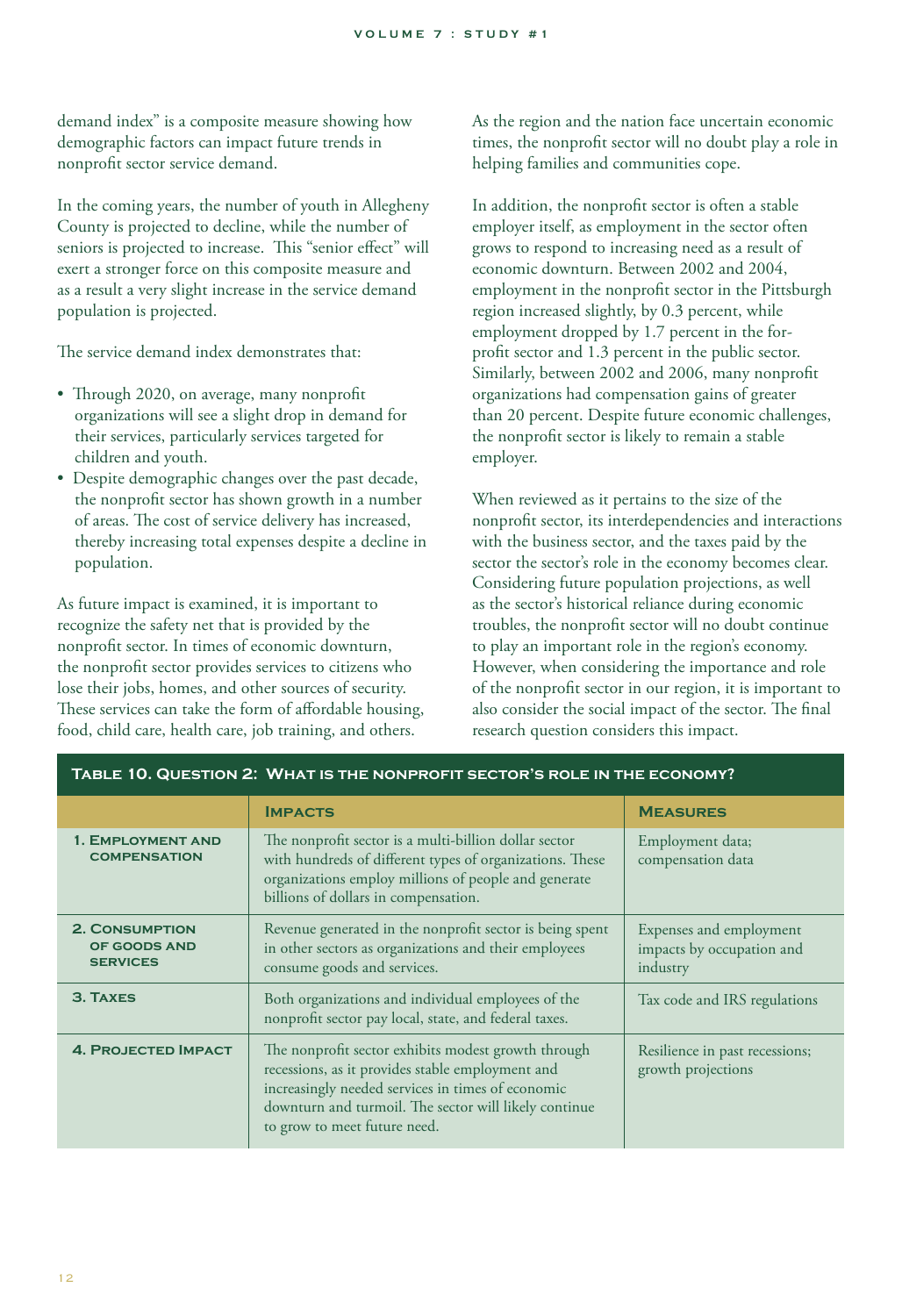demand index" is a composite measure showing how demographic factors can impact future trends in nonprofit sector service demand.

In the coming years, the number of youth in Allegheny County is projected to decline, while the number of seniors is projected to increase. This "senior effect" will exert a stronger force on this composite measure and as a result a very slight increase in the service demand population is projected.

The service demand index demonstrates that:

- Through 2020, on average, many nonprofit organizations will see a slight drop in demand for their services, particularly services targeted for children and youth.
- Despite demographic changes over the past decade, the nonprofit sector has shown growth in a number of areas. The cost of service delivery has increased, thereby increasing total expenses despite a decline in population.

As future impact is examined, it is important to recognize the safety net that is provided by the nonprofit sector. In times of economic downturn, the nonprofit sector provides services to citizens who lose their jobs, homes, and other sources of security. These services can take the form of affordable housing, food, child care, health care, job training, and others. As the region and the nation face uncertain economic times, the nonprofit sector will no doubt play a role in helping families and communities cope.

In addition, the nonprofit sector is often a stable employer itself, as employment in the sector often grows to respond to increasing need as a result of economic downturn. Between 2002 and 2004, employment in the nonprofit sector in the Pittsburgh region increased slightly, by 0.3 percent, while employment dropped by 1.7 percent in the for-profit sector and 1.3 percent in the public sector. Similarly, between 2002 and 2006, many nonprofit organizations had compensation gains of greater than 20 percent. Despite future economic challenges, the nonprofit sector is likely to remain a stable employer.

When reviewed as it pertains to the size of the nonprofit sector, its interdependencies and interactions with the business sector, and the taxes paid by the sector the sector's role in the economy becomes clear. Considering future population projections, as well as the sector's historical reliance during economic troubles, the nonprofit sector will no doubt continue to play an important role in the region's economy. However, when considering the importance and role of the nonprofit sector in our region, it is important to also consider the social impact of the sector. The final research question considers this impact.

**Table 10. Question 2: What is the nonprofit sector's role in the economy?**

| | Impacts | Measures |
|---|---|---|
| **1. Employment and Compensation** | The nonprofit sector is a multi-billion dollar sector with hundreds of different types of organizations. These organizations employ millions of people and generate billions of dollars in compensation. | Employment data; compensation data |
| **2. Consumption of Goods and Services** | Revenue generated in the nonprofit sector is being spent in other sectors as organizations and their employees consume goods and services. | Expenses and employment impacts by occupation and industry |
| **3. Taxes** | Both organizations and individual employees of the nonprofit sector pay local, state, and federal taxes. | Tax code and IRS regulations |
| **4. Projected Impact** | The nonprofit sector exhibits modest growth through recessions, as it provides stable employment and increasingly needed services in times of economic downturn and turmoil. The sector will likely continue to grow to meet future need. | Resilience in past recessions; growth projections |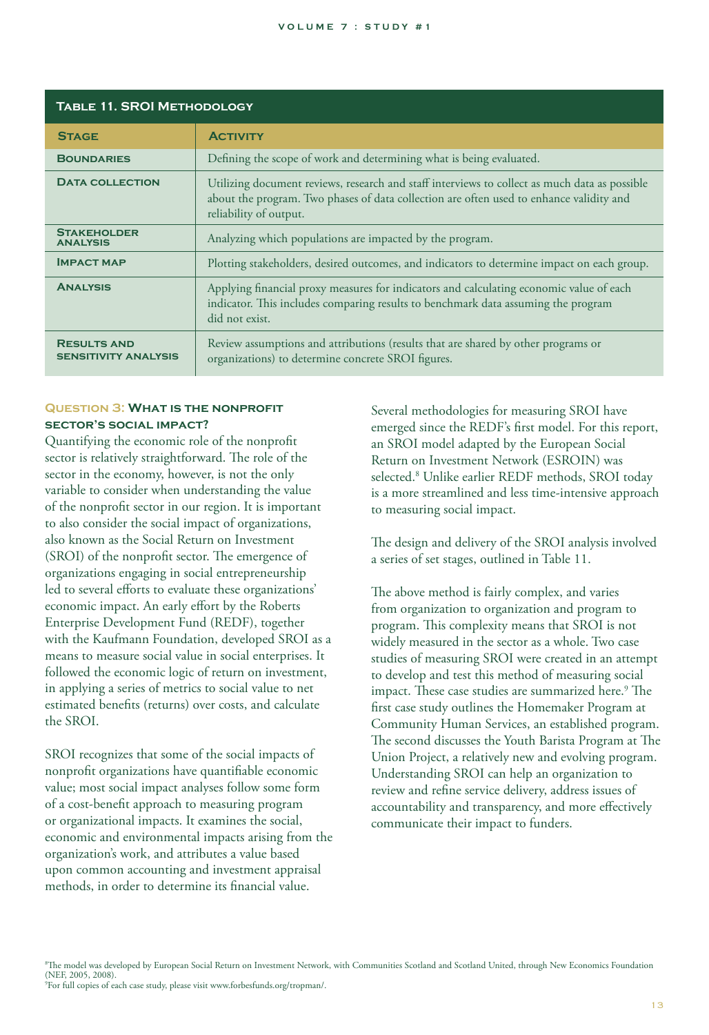**Table 11. SROI Methodology**

| Stage | Activity |
|---|---|
| Boundaries | Defining the scope of work and determining what is being evaluated. |
| Data collection | Utilizing document reviews, research and staff interviews to collect as much data as possible about the program. Two phases of data collection are often used to enhance validity and reliability of output. |
| Stakeholder analysis | Analyzing which populations are impacted by the program. |
| Impact map | Plotting stakeholders, desired outcomes, and indicators to determine impact on each group. |
| Analysis | Applying financial proxy measures for indicators and calculating economic value of each indicator. This includes comparing results to benchmark data assuming the program did not exist. |
| Results and sensitivity analysis | Review assumptions and attributions (results that are shared by other programs or organizations) to determine concrete SROI figures. |

### Question 3: What is the nonprofit sector's social impact?

Quantifying the economic role of the nonprofit sector is relatively straightforward. The role of the sector in the economy, however, is not the only variable to consider when understanding the value of the nonprofit sector in our region. It is important to also consider the social impact of organizations, also known as the Social Return on Investment (SROI) of the nonprofit sector. The emergence of organizations engaging in social entrepreneurship led to several efforts to evaluate these organizations' economic impact. An early effort by the Roberts Enterprise Development Fund (REDF), together with the Kaufmann Foundation, developed SROI as a means to measure social value in social enterprises. It followed the economic logic of return on investment, in applying a series of metrics to social value to net estimated benefits (returns) over costs, and calculate the SROI.

SROI recognizes that some of the social impacts of nonprofit organizations have quantifiable economic value; most social impact analyses follow some form of a cost-benefit approach to measuring program or organizational impacts. It examines the social, economic and environmental impacts arising from the organization's work, and attributes a value based upon common accounting and investment appraisal methods, in order to determine its financial value.

Several methodologies for measuring SROI have emerged since the REDF's first model. For this report, an SROI model adapted by the European Social Return on Investment Network (ESROIN) was selected.[8] Unlike earlier REDF methods, SROI today is a more streamlined and less time-intensive approach to measuring social impact.

The design and delivery of the SROI analysis involved a series of set stages, outlined in Table 11.

The above method is fairly complex, and varies from organization to organization and program to program. This complexity means that SROI is not widely measured in the sector as a whole. Two case studies of measuring SROI were created in an attempt to develop and test this method of measuring social impact. These case studies are summarized here.[9] The first case study outlines the Homemaker Program at Community Human Services, an established program. The second discusses the Youth Barista Program at The Union Project, a relatively new and evolving program. Understanding SROI can help an organization to review and refine service delivery, address issues of accountability and transparency, and more effectively communicate their impact to funders.

[8] The model was developed by European Social Return on Investment Network, with Communities Scotland and Scotland United, through New Economics Foundation (NEF, 2005, 2008).
[9] For full copies of each case study, please visit www.forbesfunds.org/tropman/.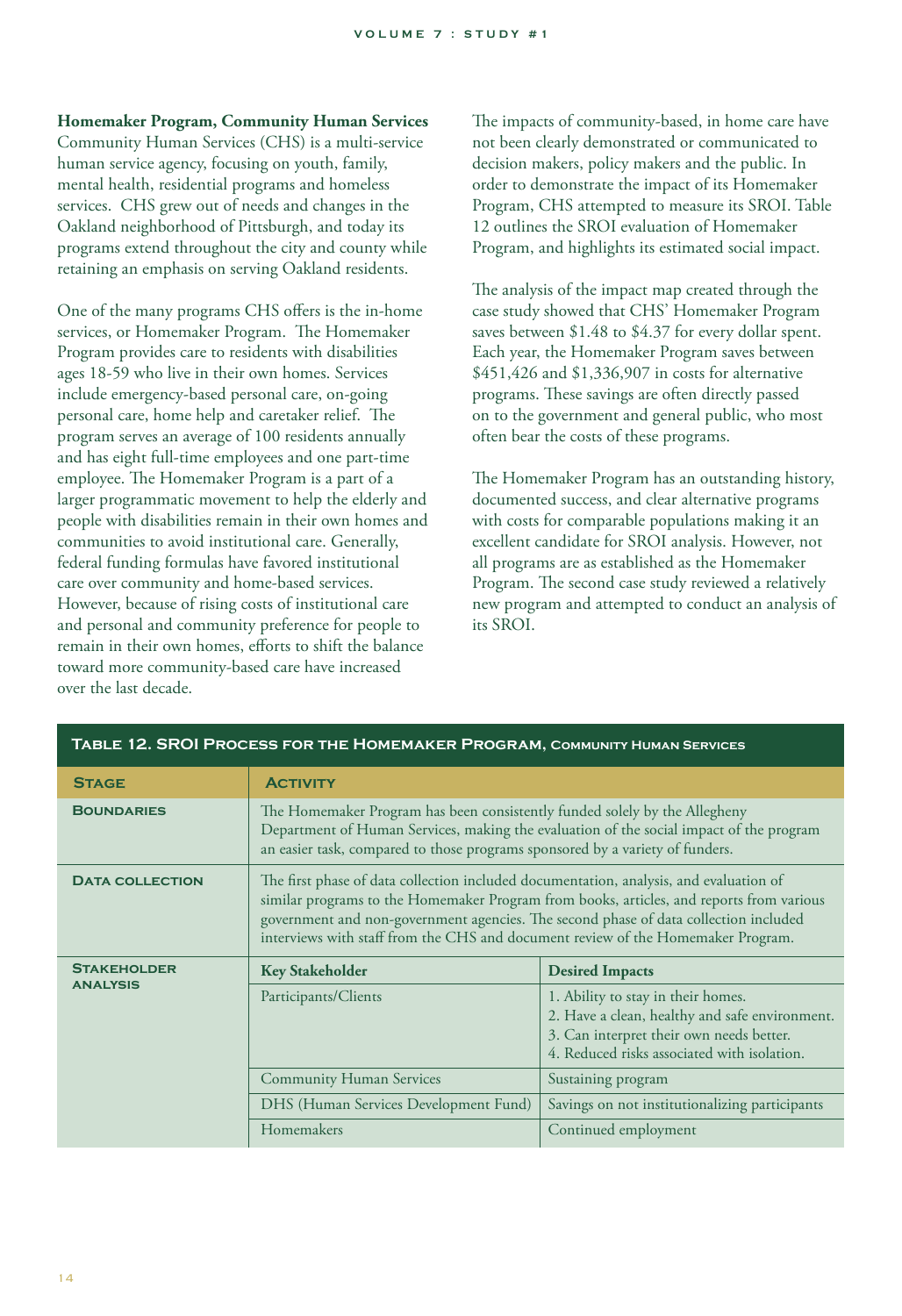**Homemaker Program, Community Human Services**

Community Human Services (CHS) is a multi-service human service agency, focusing on youth, family, mental health, residential programs and homeless services. CHS grew out of needs and changes in the Oakland neighborhood of Pittsburgh, and today its programs extend throughout the city and county while retaining an emphasis on serving Oakland residents.

One of the many programs CHS offers is the in-home services, or Homemaker Program. The Homemaker Program provides care to residents with disabilities ages 18-59 who live in their own homes. Services include emergency-based personal care, on-going personal care, home help and caretaker relief. The program serves an average of 100 residents annually and has eight full-time employees and one part-time employee. The Homemaker Program is a part of a larger programmatic movement to help the elderly and people with disabilities remain in their own homes and communities to avoid institutional care. Generally, federal funding formulas have favored institutional care over community and home-based services. However, because of rising costs of institutional care and personal and community preference for people to remain in their own homes, efforts to shift the balance toward more community-based care have increased over the last decade.

The impacts of community-based, in home care have not been clearly demonstrated or communicated to decision makers, policy makers and the public. In order to demonstrate the impact of its Homemaker Program, CHS attempted to measure its SROI. Table 12 outlines the SROI evaluation of Homemaker Program, and highlights its estimated social impact.

The analysis of the impact map created through the case study showed that CHS' Homemaker Program saves between $1.48 to $4.37 for every dollar spent. Each year, the Homemaker Program saves between $451,426 and $1,336,907 in costs for alternative programs. These savings are often directly passed on to the government and general public, who most often bear the costs of these programs.

The Homemaker Program has an outstanding history, documented success, and clear alternative programs with costs for comparable populations making it an excellent candidate for SROI analysis. However, not all programs are as established as the Homemaker Program. The second case study reviewed a relatively new program and attempted to conduct an analysis of its SROI.

**Table 12. SROI Process for the Homemaker Program, Community Human Services**

| Stage | Activity | |
|---|---|---|
| Boundaries | The Homemaker Program has been consistently funded solely by the Allegheny Department of Human Services, making the evaluation of the social impact of the program an easier task, compared to those programs sponsored by a variety of funders. | |
| Data collection | The first phase of data collection included documentation, analysis, and evaluation of similar programs to the Homemaker Program from books, articles, and reports from various government and non-government agencies. The second phase of data collection included interviews with staff from the CHS and document review of the Homemaker Program. | |
| Stakeholder analysis | **Key Stakeholder** | **Desired Impacts** |
| | Participants/Clients | 1. Ability to stay in their homes. 2. Have a clean, healthy and safe environment. 3. Can interpret their own needs better. 4. Reduced risks associated with isolation. |
| | Community Human Services | Sustaining program |
| | DHS (Human Services Development Fund) | Savings on not institutionalizing participants |
| | Homemakers | Continued employment |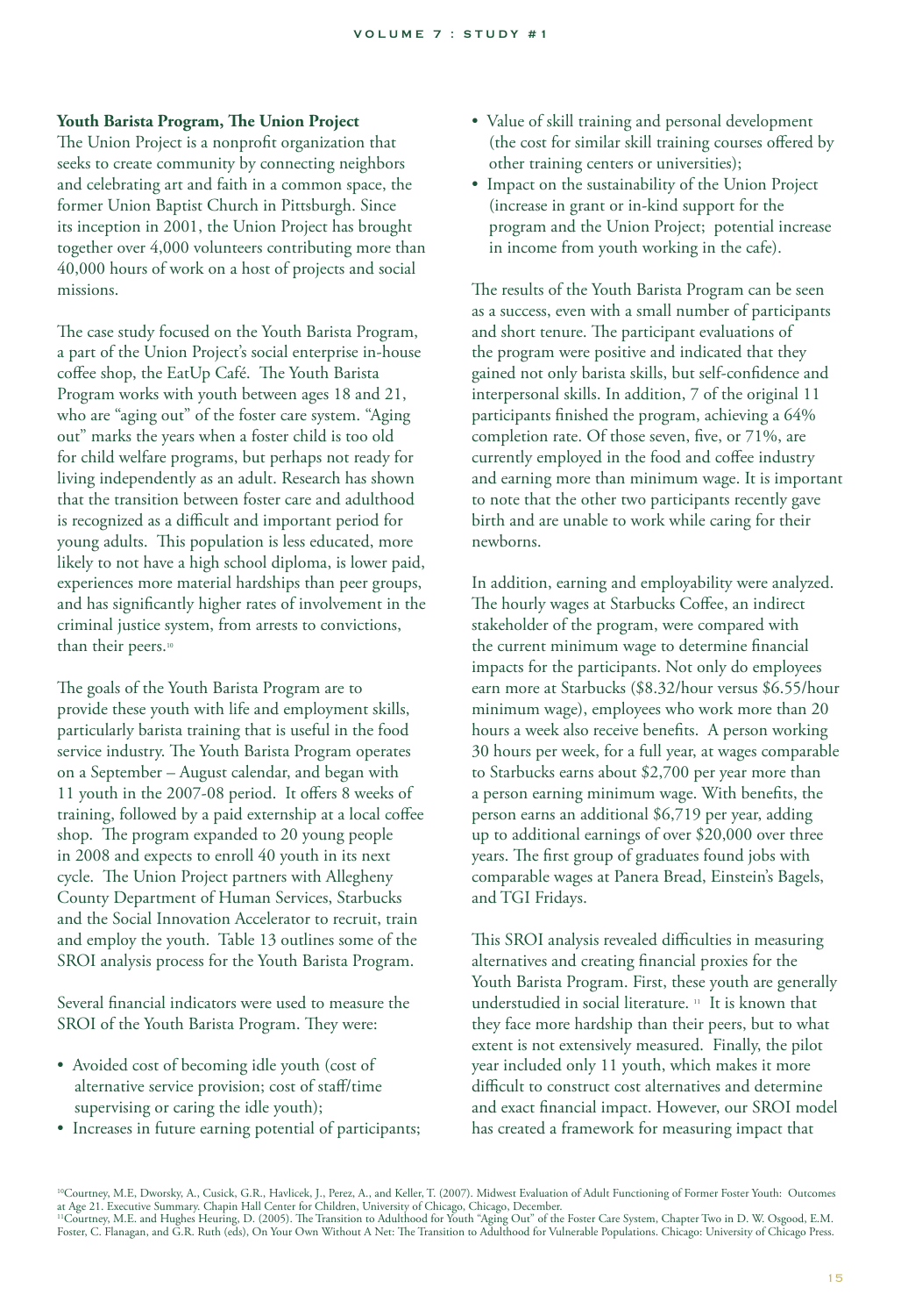**Youth Barista Program, The Union Project**

The Union Project is a nonprofit organization that seeks to create community by connecting neighbors and celebrating art and faith in a common space, the former Union Baptist Church in Pittsburgh. Since its inception in 2001, the Union Project has brought together over 4,000 volunteers contributing more than 40,000 hours of work on a host of projects and social missions.

The case study focused on the Youth Barista Program, a part of the Union Project's social enterprise in-house coffee shop, the EatUp Café. The Youth Barista Program works with youth between ages 18 and 21, who are "aging out" of the foster care system. "Aging out" marks the years when a foster child is too old for child welfare programs, but perhaps not ready for living independently as an adult. Research has shown that the transition between foster care and adulthood is recognized as a difficult and important period for young adults. This population is less educated, more likely to not have a high school diploma, is lower paid, experiences more material hardships than peer groups, and has significantly higher rates of involvement in the criminal justice system, from arrests to convictions, than their peers.[10]

The goals of the Youth Barista Program are to provide these youth with life and employment skills, particularly barista training that is useful in the food service industry. The Youth Barista Program operates on a September – August calendar, and began with 11 youth in the 2007-08 period. It offers 8 weeks of training, followed by a paid externship at a local coffee shop. The program expanded to 20 young people in 2008 and expects to enroll 40 youth in its next cycle. The Union Project partners with Allegheny County Department of Human Services, Starbucks and the Social Innovation Accelerator to recruit, train and employ the youth. Table 13 outlines some of the SROI analysis process for the Youth Barista Program.

Several financial indicators were used to measure the SROI of the Youth Barista Program. They were:

- Avoided cost of becoming idle youth (cost of alternative service provision; cost of staff/time supervising or caring the idle youth);
- Increases in future earning potential of participants;
- Value of skill training and personal development (the cost for similar skill training courses offered by other training centers or universities);
- Impact on the sustainability of the Union Project (increase in grant or in-kind support for the program and the Union Project; potential increase in income from youth working in the cafe).

The results of the Youth Barista Program can be seen as a success, even with a small number of participants and short tenure. The participant evaluations of the program were positive and indicated that they gained not only barista skills, but self-confidence and interpersonal skills. In addition, 7 of the original 11 participants finished the program, achieving a 64% completion rate. Of those seven, five, or 71%, are currently employed in the food and coffee industry and earning more than minimum wage. It is important to note that the other two participants recently gave birth and are unable to work while caring for their newborns.

In addition, earning and employability were analyzed. The hourly wages at Starbucks Coffee, an indirect stakeholder of the program, were compared with the current minimum wage to determine financial impacts for the participants. Not only do employees earn more at Starbucks ($8.32/hour versus $6.55/hour minimum wage), employees who work more than 20 hours a week also receive benefits. A person working 30 hours per week, for a full year, at wages comparable to Starbucks earns about $2,700 per year more than a person earning minimum wage. With benefits, the person earns an additional $6,719 per year, adding up to additional earnings of over $20,000 over three years. The first group of graduates found jobs with comparable wages at Panera Bread, Einstein's Bagels, and TGI Fridays.

This SROI analysis revealed difficulties in measuring alternatives and creating financial proxies for the Youth Barista Program. First, these youth are generally understudied in social literature.[11] It is known that they face more hardship than their peers, but to what extent is not extensively measured. Finally, the pilot year included only 11 youth, which makes it more difficult to construct cost alternatives and determine and exact financial impact. However, our SROI model has created a framework for measuring impact that

[10] Courtney, M.E, Dworsky, A., Cusick, G.R., Havlicek, J., Perez, A., and Keller, T. (2007). Midwest Evaluation of Adult Functioning of Former Foster Youth: Outcomes at Age 21. Executive Summary. Chapin Hall Center for Children, University of Chicago, Chicago, December.

[11] Courtney, M.E. and Hughes Heuring, D. (2005). The Transition to Adulthood for Youth "Aging Out" of the Foster Care System, Chapter Two in D. W. Osgood, E.M. Foster, C. Flanagan, and G.R. Ruth (eds), On Your Own Without A Net: The Transition to Adulthood for Vulnerable Populations. Chicago: University of Chicago Press.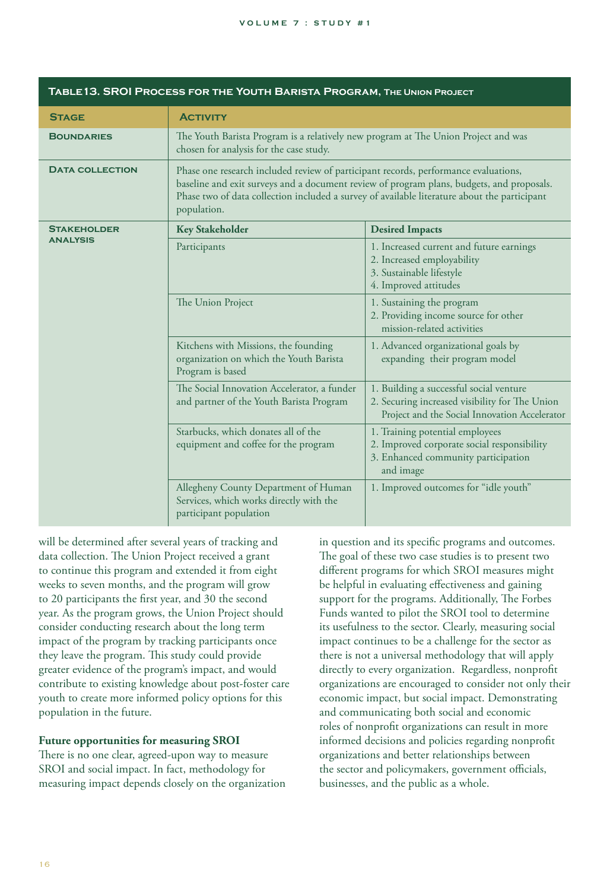**Table 13. SROI Process for the Youth Barista Program, The Union Project**

| Stage | Activity | |
|---|---|---|
| Boundaries | The Youth Barista Program is a relatively new program at The Union Project and was chosen for analysis for the case study. | |
| Data collection | Phase one research included review of participant records, performance evaluations, baseline and exit surveys and a document review of program plans, budgets, and proposals. Phase two of data collection included a survey of available literature about the participant population. | |
| Stakeholder analysis | **Key Stakeholder** | **Desired Impacts** |
| | Participants | 1. Increased current and future earnings<br>2. Increased employability<br>3. Sustainable lifestyle<br>4. Improved attitudes |
| | The Union Project | 1. Sustaining the program<br>2. Providing income source for other mission-related activities |
| | Kitchens with Missions, the founding organization on which the Youth Barista Program is based | 1. Advanced organizational goals by expanding their program model |
| | The Social Innovation Accelerator, a funder and partner of the Youth Barista Program | 1. Building a successful social venture<br>2. Securing increased visibility for The Union Project and the Social Innovation Accelerator |
| | Starbucks, which donates all of the equipment and coffee for the program | 1. Training potential employees<br>2. Improved corporate social responsibility<br>3. Enhanced community participation and image |
| | Allegheny County Department of Human Services, which works directly with the participant population | 1. Improved outcomes for "idle youth" |

will be determined after several years of tracking and data collection. The Union Project received a grant to continue this program and extended it from eight weeks to seven months, and the program will grow to 20 participants the first year, and 30 the second year. As the program grows, the Union Project should consider conducting research about the long term impact of the program by tracking participants once they leave the program. This study could provide greater evidence of the program's impact, and would contribute to existing knowledge about post-foster care youth to create more informed policy options for this population in the future.

**Future opportunities for measuring SROI**

There is no one clear, agreed-upon way to measure SROI and social impact. In fact, methodology for measuring impact depends closely on the organization in question and its specific programs and outcomes. The goal of these two case studies is to present two different programs for which SROI measures might be helpful in evaluating effectiveness and gaining support for the programs. Additionally, The Forbes Funds wanted to pilot the SROI tool to determine its usefulness to the sector. Clearly, measuring social impact continues to be a challenge for the sector as there is not a universal methodology that will apply directly to every organization. Regardless, nonprofit organizations are encouraged to consider not only their economic impact, but social impact. Demonstrating and communicating both social and economic roles of nonprofit organizations can result in more informed decisions and policies regarding nonprofit organizations and better relationships between the sector and policymakers, government officials, businesses, and the public as a whole.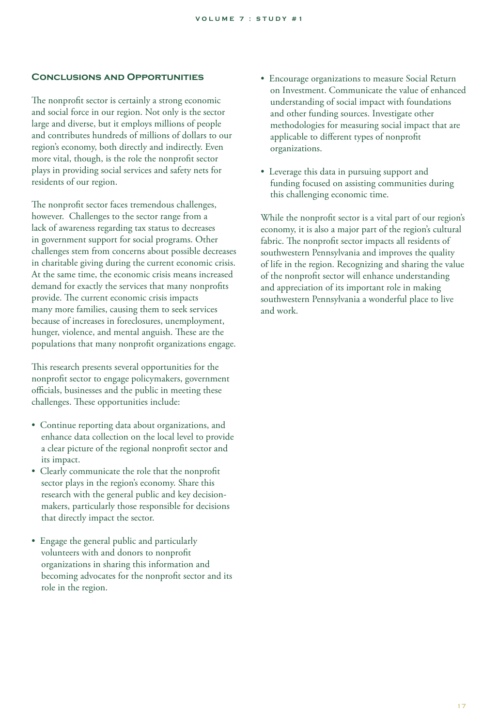## Conclusions and Opportunities

The nonprofit sector is certainly a strong economic and social force in our region. Not only is the sector large and diverse, but it employs millions of people and contributes hundreds of millions of dollars to our region's economy, both directly and indirectly. Even more vital, though, is the role the nonprofit sector plays in providing social services and safety nets for residents of our region.

The nonprofit sector faces tremendous challenges, however. Challenges to the sector range from a lack of awareness regarding tax status to decreases in government support for social programs. Other challenges stem from concerns about possible decreases in charitable giving during the current economic crisis. At the same time, the economic crisis means increased demand for exactly the services that many nonprofits provide. The current economic crisis impacts many more families, causing them to seek services because of increases in foreclosures, unemployment, hunger, violence, and mental anguish. These are the populations that many nonprofit organizations engage.

This research presents several opportunities for the nonprofit sector to engage policymakers, government officials, businesses and the public in meeting these challenges. These opportunities include:

- Continue reporting data about organizations, and enhance data collection on the local level to provide a clear picture of the regional nonprofit sector and its impact.
- Clearly communicate the role that the nonprofit sector plays in the region's economy. Share this research with the general public and key decision-makers, particularly those responsible for decisions that directly impact the sector.
- Engage the general public and particularly volunteers with and donors to nonprofit organizations in sharing this information and becoming advocates for the nonprofit sector and its role in the region.
- Encourage organizations to measure Social Return on Investment. Communicate the value of enhanced understanding of social impact with foundations and other funding sources. Investigate other methodologies for measuring social impact that are applicable to different types of nonprofit organizations.
- Leverage this data in pursuing support and funding focused on assisting communities during this challenging economic time.

While the nonprofit sector is a vital part of our region's economy, it is also a major part of the region's cultural fabric. The nonprofit sector impacts all residents of southwestern Pennsylvania and improves the quality of life in the region. Recognizing and sharing the value of the nonprofit sector will enhance understanding and appreciation of its important role in making southwestern Pennsylvania a wonderful place to live and work.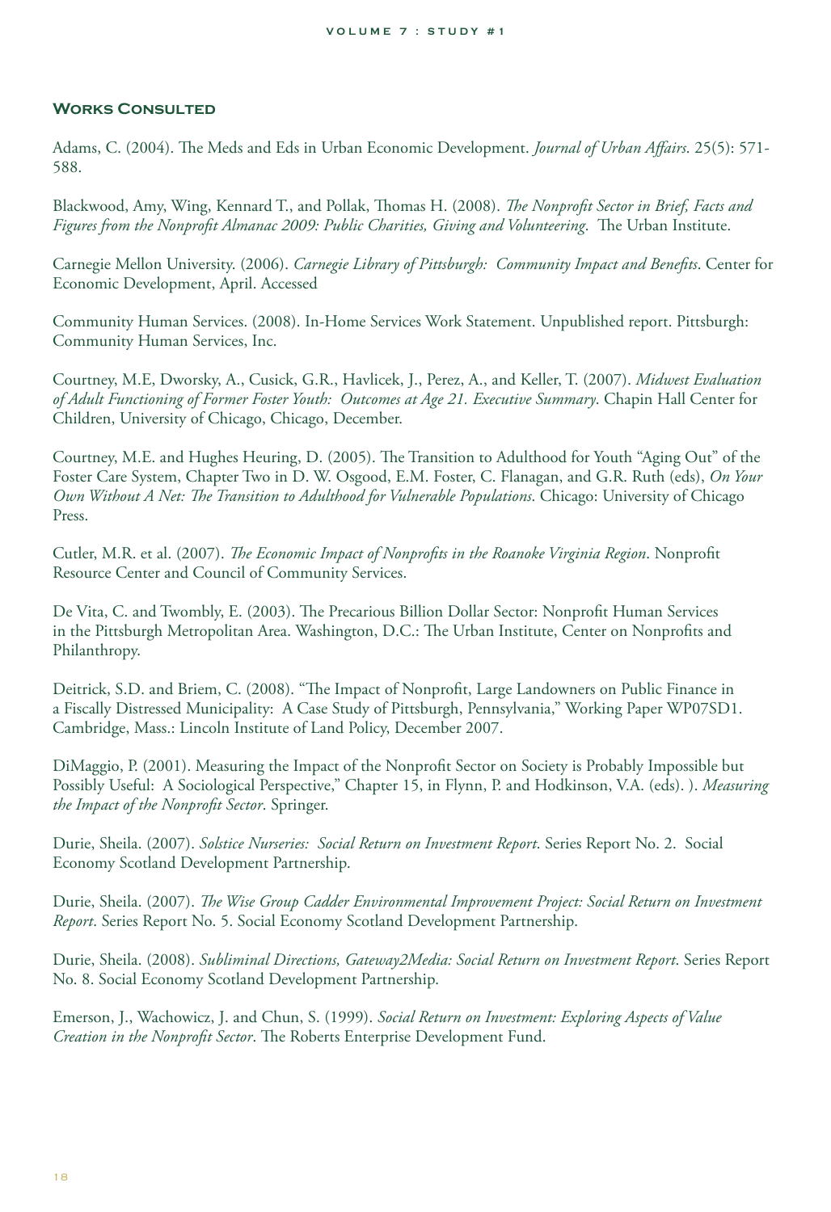## Works Consulted

Adams, C. (2004). The Meds and Eds in Urban Economic Development. *Journal of Urban Affairs*. 25(5): 571-588.

Blackwood, Amy, Wing, Kennard T., and Pollak, Thomas H. (2008). *The Nonprofit Sector in Brief, Facts and Figures from the Nonprofit Almanac 2009: Public Charities, Giving and Volunteering*. The Urban Institute.

Carnegie Mellon University. (2006). *Carnegie Library of Pittsburgh: Community Impact and Benefits*. Center for Economic Development, April. Accessed

Community Human Services. (2008). In-Home Services Work Statement. Unpublished report. Pittsburgh: Community Human Services, Inc.

Courtney, M.E, Dworsky, A., Cusick, G.R., Havlicek, J., Perez, A., and Keller, T. (2007). *Midwest Evaluation of Adult Functioning of Former Foster Youth: Outcomes at Age 21. Executive Summary*. Chapin Hall Center for Children, University of Chicago, Chicago, December.

Courtney, M.E. and Hughes Heuring, D. (2005). The Transition to Adulthood for Youth "Aging Out" of the Foster Care System, Chapter Two in D. W. Osgood, E.M. Foster, C. Flanagan, and G.R. Ruth (eds), *On Your Own Without A Net: The Transition to Adulthood for Vulnerable Populations*. Chicago: University of Chicago Press.

Cutler, M.R. et al. (2007). *The Economic Impact of Nonprofits in the Roanoke Virginia Region*. Nonprofit Resource Center and Council of Community Services.

De Vita, C. and Twombly, E. (2003). The Precarious Billion Dollar Sector: Nonprofit Human Services in the Pittsburgh Metropolitan Area. Washington, D.C.: The Urban Institute, Center on Nonprofits and Philanthropy.

Deitrick, S.D. and Briem, C. (2008). "The Impact of Nonprofit, Large Landowners on Public Finance in a Fiscally Distressed Municipality: A Case Study of Pittsburgh, Pennsylvania," Working Paper WP07SD1. Cambridge, Mass.: Lincoln Institute of Land Policy, December 2007.

DiMaggio, P. (2001). Measuring the Impact of the Nonprofit Sector on Society is Probably Impossible but Possibly Useful: A Sociological Perspective," Chapter 15, in Flynn, P. and Hodkinson, V.A. (eds). ). *Measuring the Impact of the Nonprofit Sector*. Springer.

Durie, Sheila. (2007). *Solstice Nurseries: Social Return on Investment Report*. Series Report No. 2. Social Economy Scotland Development Partnership.

Durie, Sheila. (2007). *The Wise Group Cadder Environmental Improvement Project: Social Return on Investment Report*. Series Report No. 5. Social Economy Scotland Development Partnership.

Durie, Sheila. (2008). *Subliminal Directions, Gateway2Media: Social Return on Investment Report*. Series Report No. 8. Social Economy Scotland Development Partnership.

Emerson, J., Wachowicz, J. and Chun, S. (1999). *Social Return on Investment: Exploring Aspects of Value Creation in the Nonprofit Sector*. The Roberts Enterprise Development Fund.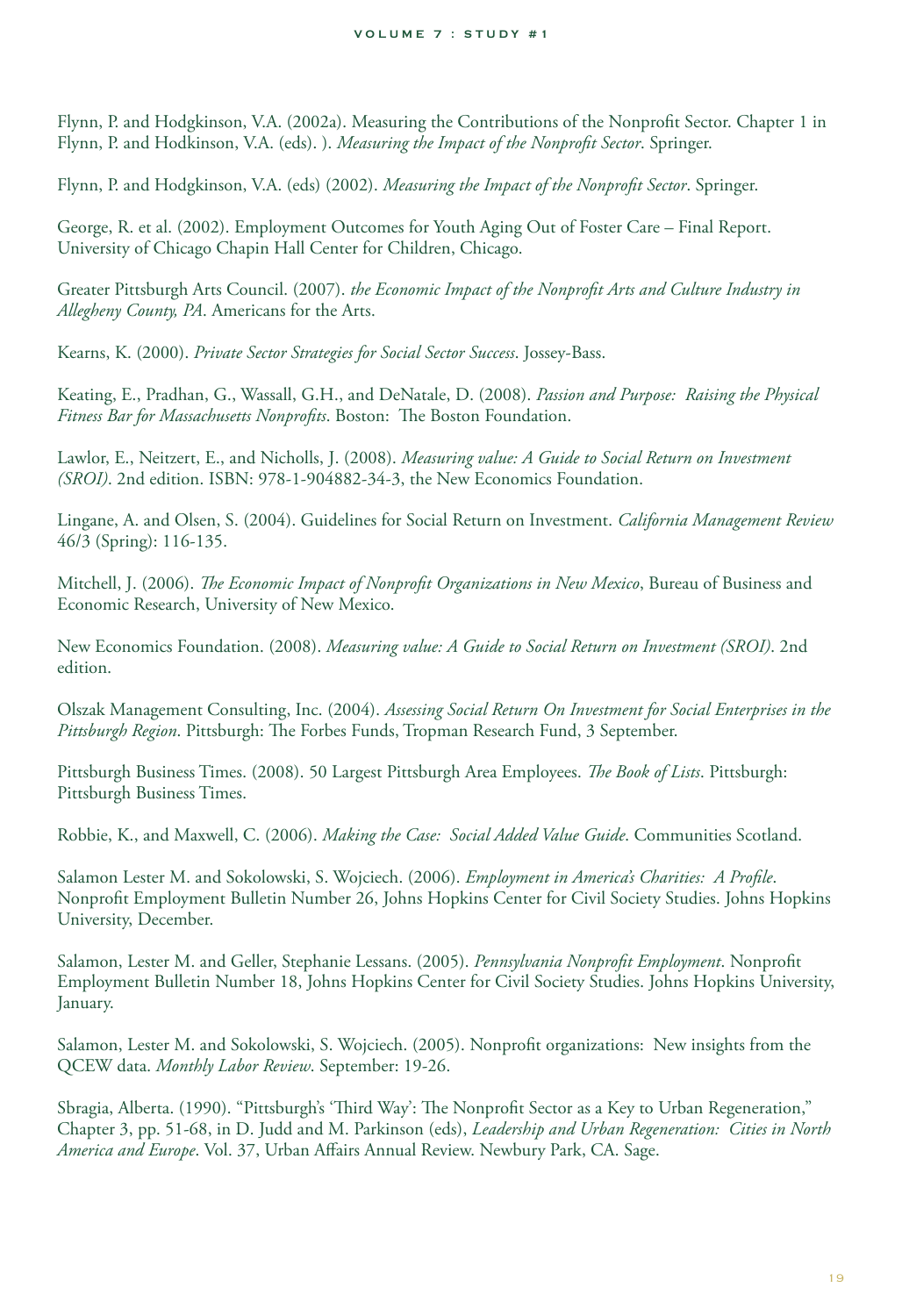Flynn, P. and Hodgkinson, V.A. (2002a). Measuring the Contributions of the Nonprofit Sector. Chapter 1 in Flynn, P. and Hodkinson, V.A. (eds). ). *Measuring the Impact of the Nonprofit Sector*. Springer.

Flynn, P. and Hodgkinson, V.A. (eds) (2002). *Measuring the Impact of the Nonprofit Sector*. Springer.

George, R. et al. (2002). Employment Outcomes for Youth Aging Out of Foster Care – Final Report. University of Chicago Chapin Hall Center for Children, Chicago.

Greater Pittsburgh Arts Council. (2007). *the Economic Impact of the Nonprofit Arts and Culture Industry in Allegheny County, PA*. Americans for the Arts.

Kearns, K. (2000). *Private Sector Strategies for Social Sector Success*. Jossey-Bass.

Keating, E., Pradhan, G., Wassall, G.H., and DeNatale, D. (2008). *Passion and Purpose: Raising the Physical Fitness Bar for Massachusetts Nonprofits*. Boston: The Boston Foundation.

Lawlor, E., Neitzert, E., and Nicholls, J. (2008). *Measuring value: A Guide to Social Return on Investment (SROI)*. 2nd edition. ISBN: 978-1-904882-34-3, the New Economics Foundation.

Lingane, A. and Olsen, S. (2004). Guidelines for Social Return on Investment. *California Management Review* 46/3 (Spring): 116-135.

Mitchell, J. (2006). *The Economic Impact of Nonprofit Organizations in New Mexico*, Bureau of Business and Economic Research, University of New Mexico.

New Economics Foundation. (2008). *Measuring value: A Guide to Social Return on Investment (SROI)*. 2nd edition.

Olszak Management Consulting, Inc. (2004). *Assessing Social Return On Investment for Social Enterprises in the Pittsburgh Region*. Pittsburgh: The Forbes Funds, Tropman Research Fund, 3 September.

Pittsburgh Business Times. (2008). 50 Largest Pittsburgh Area Employees. *The Book of Lists*. Pittsburgh: Pittsburgh Business Times.

Robbie, K., and Maxwell, C. (2006). *Making the Case: Social Added Value Guide*. Communities Scotland.

Salamon Lester M. and Sokolowski, S. Wojciech. (2006). *Employment in America's Charities: A Profile*. Nonprofit Employment Bulletin Number 26, Johns Hopkins Center for Civil Society Studies. Johns Hopkins University, December.

Salamon, Lester M. and Geller, Stephanie Lessans. (2005). *Pennsylvania Nonprofit Employment*. Nonprofit Employment Bulletin Number 18, Johns Hopkins Center for Civil Society Studies. Johns Hopkins University, January.

Salamon, Lester M. and Sokolowski, S. Wojciech. (2005). Nonprofit organizations: New insights from the QCEW data. *Monthly Labor Review*. September: 19-26.

Sbragia, Alberta. (1990). "Pittsburgh's 'Third Way': The Nonprofit Sector as a Key to Urban Regeneration," Chapter 3, pp. 51-68, in D. Judd and M. Parkinson (eds), *Leadership and Urban Regeneration: Cities in North America and Europe*. Vol. 37, Urban Affairs Annual Review. Newbury Park, CA. Sage.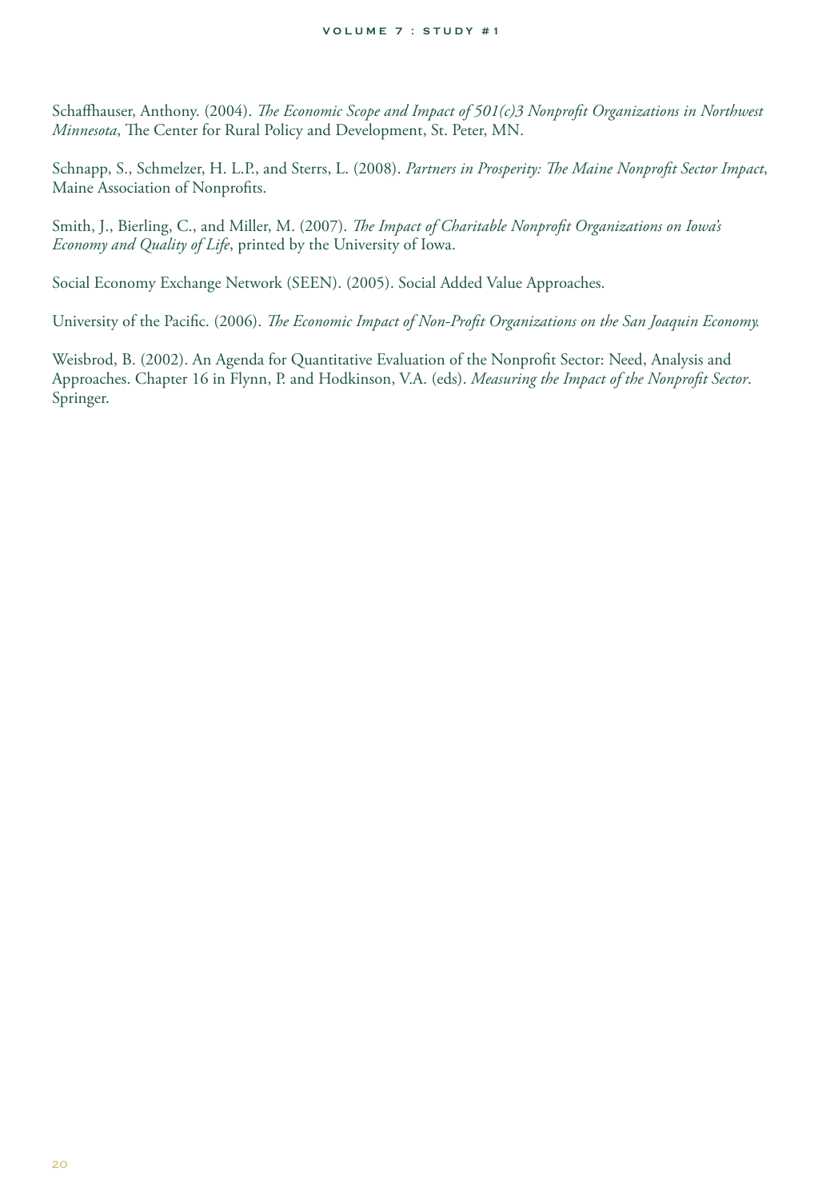Schaffhauser, Anthony. (2004). *The Economic Scope and Impact of 501(c)3 Nonprofit Organizations in Northwest Minnesota*, The Center for Rural Policy and Development, St. Peter, MN.

Schnapp, S., Schmelzer, H. L.P., and Sterrs, L. (2008). *Partners in Prosperity: The Maine Nonprofit Sector Impact*, Maine Association of Nonprofits.

Smith, J., Bierling, C., and Miller, M. (2007). *The Impact of Charitable Nonprofit Organizations on Iowa's Economy and Quality of Life*, printed by the University of Iowa.

Social Economy Exchange Network (SEEN). (2005). Social Added Value Approaches.

University of the Pacific. (2006). *The Economic Impact of Non-Profit Organizations on the San Joaquin Economy.*

Weisbrod, B. (2002). An Agenda for Quantitative Evaluation of the Nonprofit Sector: Need, Analysis and Approaches. Chapter 16 in Flynn, P. and Hodkinson, V.A. (eds). *Measuring the Impact of the Nonprofit Sector*. Springer.